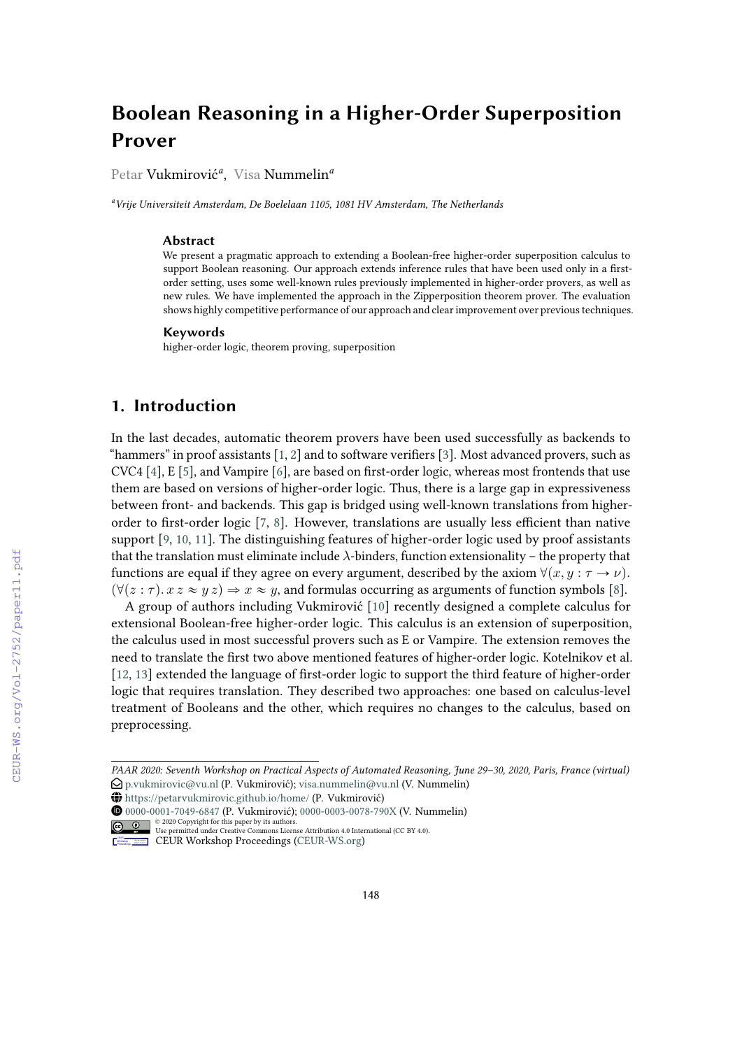# Boolean Reasoning in a Higher-Order Superposition Prover

Petar Vukmirović[a], Visa Nummelin[a]

[a]*Vrije Universiteit Amsterdam, De Boelelaan 1105, 1081 HV Amsterdam, The Netherlands*

### Abstract

We present a pragmatic approach to extending a Boolean-free higher-order superposition calculus to support Boolean reasoning. Our approach extends inference rules that have been used only in a first-order setting, uses some well-known rules previously implemented in higher-order provers, as well as new rules. We have implemented the approach in the Zipperposition theorem prover. The evaluation shows highly competitive performance of our approach and clear improvement over previous techniques.

### Keywords

higher-order logic, theorem proving, superposition

## 1. Introduction

In the last decades, automatic theorem provers have been used successfully as backends to "hammers" in proof assistants [1, 2] and to software verifiers [3]. Most advanced provers, such as CVC4 [4], E [5], and Vampire [6], are based on first-order logic, whereas most frontends that use them are based on versions of higher-order logic. Thus, there is a large gap in expressiveness between front- and backends. This gap is bridged using well-known translations from higher-order to first-order logic [7, 8]. However, translations are usually less efficient than native support [9, 10, 11]. The distinguishing features of higher-order logic used by proof assistants that the translation must eliminate include $\lambda$-binders, function extensionality – the property that functions are equal if they agree on every argument, described by the axiom $\forall(x, y : \tau \to \nu).\ (\forall(z : \tau).\ x\, z \approx y\, z) \Rightarrow x \approx y$, and formulas occurring as arguments of function symbols [8].

A group of authors including Vukmirović [10] recently designed a complete calculus for extensional Boolean-free higher-order logic. This calculus is an extension of superposition, the calculus used in most successful provers such as E or Vampire. The extension removes the need to translate the first two above mentioned features of higher-order logic. Kotelnikov et al. [12, 13] extended the language of first-order logic to support the third feature of higher-order logic that requires translation. They described two approaches: one based on calculus-level treatment of Booleans and the other, which requires no changes to the calculus, based on preprocessing.

*PAAR 2020: Seventh Workshop on Practical Aspects of Automated Reasoning, June 29–30, 2020, Paris, France (virtual)*
p.vukmirovic@vu.nl (P. Vukmirović); visa.nummelin@vu.nl (V. Nummelin)
https://petarvukmirovic.github.io/home/ (P. Vukmirović)
0000-0001-7049-6847 (P. Vukmirović); 0000-0003-0078-790X (V. Nummelin)
© 2020 Copyright for this paper by its authors. Use permitted under Creative Commons License Attribution 4.0 International (CC BY 4.0).
CEUR Workshop Proceedings (CEUR-WS.org)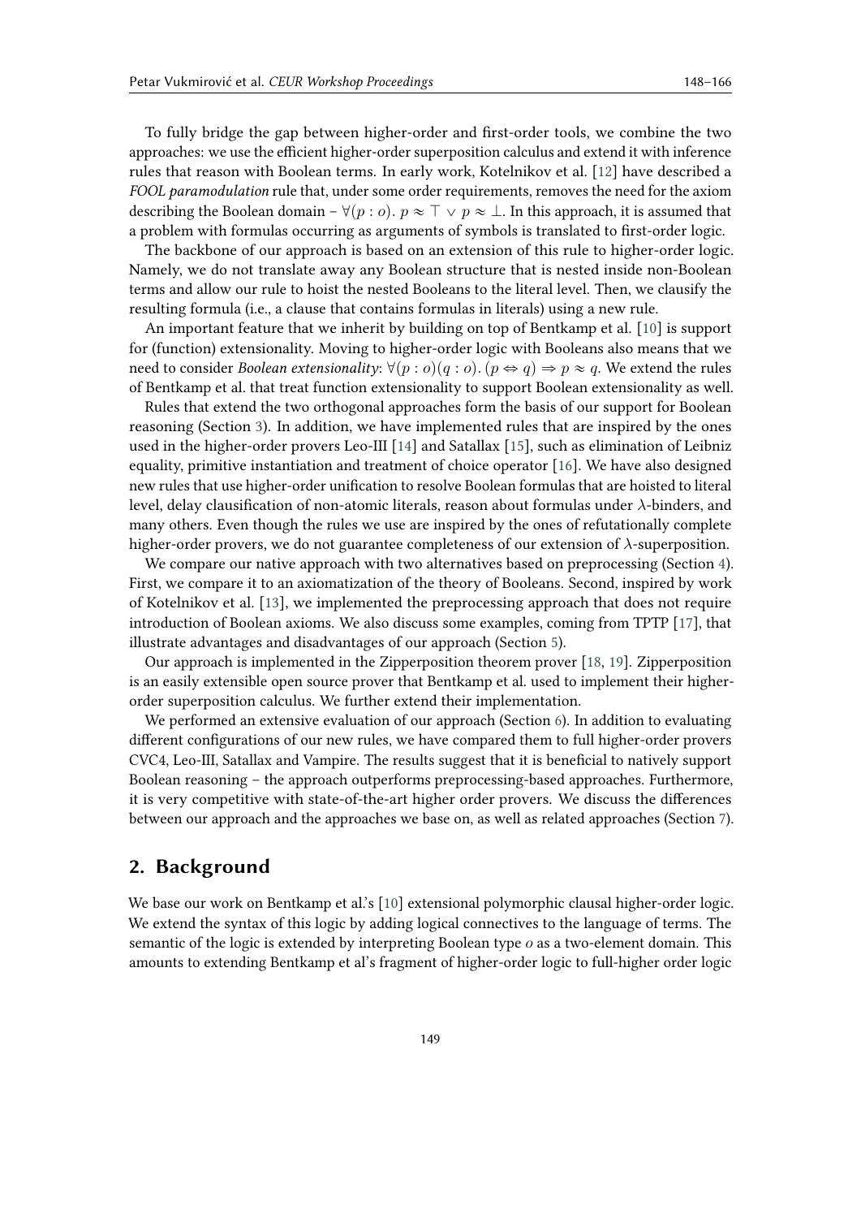To fully bridge the gap between higher-order and first-order tools, we combine the two approaches: we use the efficient higher-order superposition calculus and extend it with inference rules that reason with Boolean terms. In early work, Kotelnikov et al. [12] have described a *FOOL paramodulation* rule that, under some order requirements, removes the need for the axiom describing the Boolean domain – $\forall(p : o).\ p \approx \top \vee p \approx \bot$. In this approach, it is assumed that a problem with formulas occurring as arguments of symbols is translated to first-order logic.

The backbone of our approach is based on an extension of this rule to higher-order logic. Namely, we do not translate away any Boolean structure that is nested inside non-Boolean terms and allow our rule to hoist the nested Booleans to the literal level. Then, we clausify the resulting formula (i.e., a clause that contains formulas in literals) using a new rule.

An important feature that we inherit by building on top of Bentkamp et al. [10] is support for (function) extensionality. Moving to higher-order logic with Booleans also means that we need to consider *Boolean extensionality*: $\forall(p : o)(q : o).\ (p \Leftrightarrow q) \Rightarrow p \approx q$. We extend the rules of Bentkamp et al. that treat function extensionality to support Boolean extensionality as well.

Rules that extend the two orthogonal approaches form the basis of our support for Boolean reasoning (Section 3). In addition, we have implemented rules that are inspired by the ones used in the higher-order provers Leo-III [14] and Satallax [15], such as elimination of Leibniz equality, primitive instantiation and treatment of choice operator [16]. We have also designed new rules that use higher-order unification to resolve Boolean formulas that are hoisted to literal level, delay clausification of non-atomic literals, reason about formulas under $\lambda$-binders, and many others. Even though the rules we use are inspired by the ones of refutationally complete higher-order provers, we do not guarantee completeness of our extension of $\lambda$-superposition.

We compare our native approach with two alternatives based on preprocessing (Section 4). First, we compare it to an axiomatization of the theory of Booleans. Second, inspired by work of Kotelnikov et al. [13], we implemented the preprocessing approach that does not require introduction of Boolean axioms. We also discuss some examples, coming from TPTP [17], that illustrate advantages and disadvantages of our approach (Section 5).

Our approach is implemented in the Zipperposition theorem prover [18, 19]. Zipperposition is an easily extensible open source prover that Bentkamp et al. used to implement their higher-order superposition calculus. We further extend their implementation.

We performed an extensive evaluation of our approach (Section 6). In addition to evaluating different configurations of our new rules, we have compared them to full higher-order provers CVC4, Leo-III, Satallax and Vampire. The results suggest that it is beneficial to natively support Boolean reasoning – the approach outperforms preprocessing-based approaches. Furthermore, it is very competitive with state-of-the-art higher order provers. We discuss the differences between our approach and the approaches we base on, as well as related approaches (Section 7).

## 2. Background

We base our work on Bentkamp et al.'s [10] extensional polymorphic clausal higher-order logic. We extend the syntax of this logic by adding logical connectives to the language of terms. The semantic of the logic is extended by interpreting Boolean type $o$ as a two-element domain. This amounts to extending Bentkamp et al's fragment of higher-order logic to full-higher order logic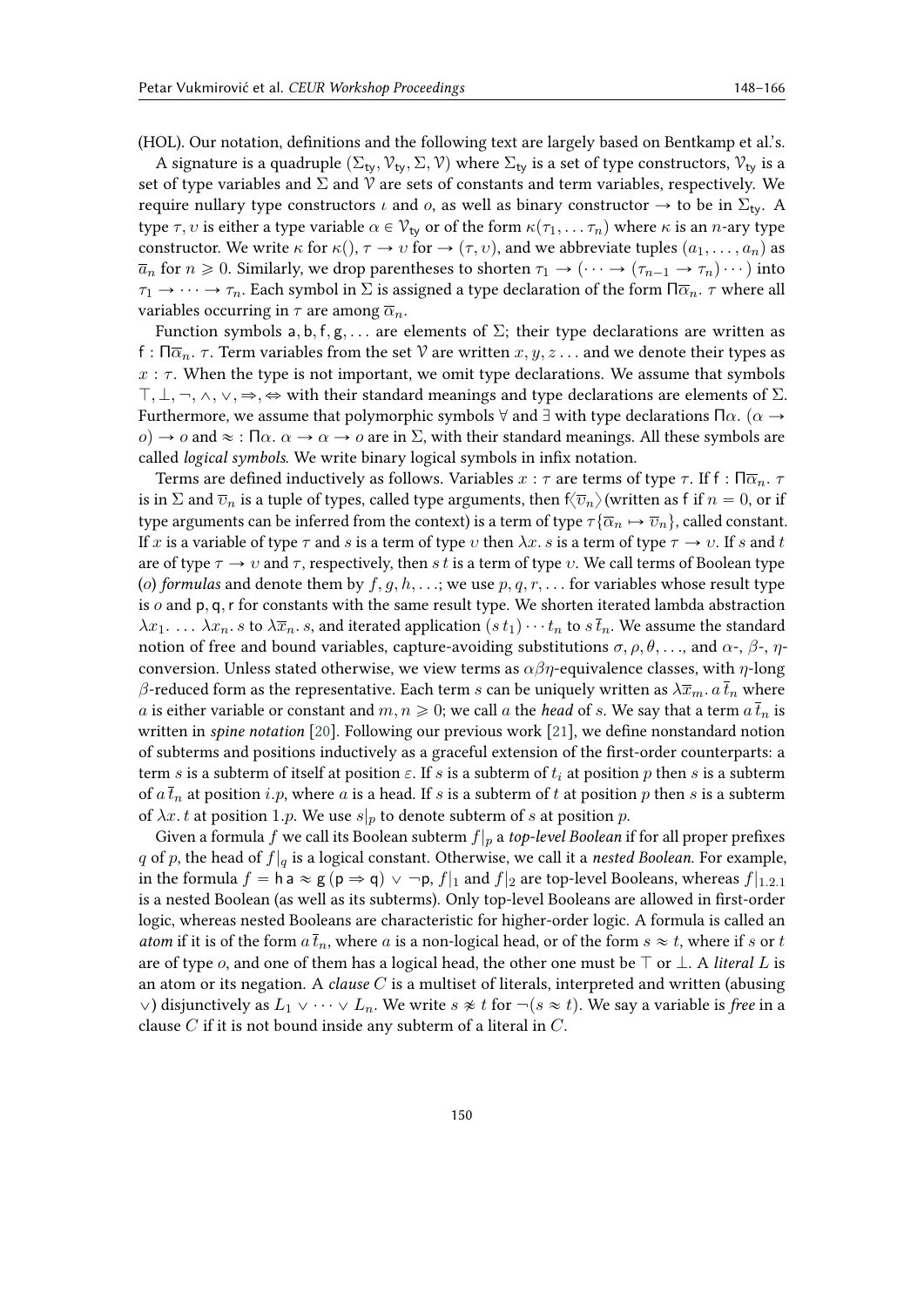(HOL). Our notation, definitions and the following text are largely based on Bentkamp et al.'s.

A signature is a quadruple $(\Sigma_{\mathsf{ty}}, \mathcal{V}_{\mathsf{ty}}, \Sigma, \mathcal{V})$ where $\Sigma_{\mathsf{ty}}$ is a set of type constructors, $\mathcal{V}_{\mathsf{ty}}$ is a set of type variables and $\Sigma$ and $\mathcal{V}$ are sets of constants and term variables, respectively. We require nullary type constructors $\iota$ and $o$, as well as binary constructor $\rightarrow$ to be in $\Sigma_{\mathsf{ty}}$. A type $\tau, \upsilon$ is either a type variable $\alpha \in \mathcal{V}_{\mathsf{ty}}$ or of the form $\kappa(\tau_1, \ldots \tau_n)$ where $\kappa$ is an $n$-ary type constructor. We write $\kappa$ for $\kappa()$, $\tau \rightarrow \upsilon$ for $\rightarrow(\tau, \upsilon)$, and we abbreviate tuples $(a_1, \ldots, a_n)$ as $\overline{a}_n$ for $n \geqslant 0$. Similarly, we drop parentheses to shorten $\tau_1 \rightarrow (\cdots \rightarrow (\tau_{n-1} \rightarrow \tau_n) \cdots)$ into $\tau_1 \rightarrow \cdots \rightarrow \tau_n$. Each symbol in $\Sigma$ is assigned a type declaration of the form $\Pi\overline{\alpha}_n.\ \tau$ where all variables occurring in $\tau$ are among $\overline{\alpha}_n$.

Function symbols $\mathsf{a}, \mathsf{b}, \mathsf{f}, \mathsf{g}, \ldots$ are elements of $\Sigma$; their type declarations are written as $\mathsf{f} : \Pi\overline{\alpha}_n.\ \tau$. Term variables from the set $\mathcal{V}$ are written $x, y, z \ldots$ and we denote their types as $x : \tau$. When the type is not important, we omit type declarations. We assume that symbols $\top, \bot, \neg, \wedge, \vee, \Rightarrow, \Leftrightarrow$ with their standard meanings and type declarations are elements of $\Sigma$. Furthermore, we assume that polymorphic symbols $\forall$ and $\exists$ with type declarations $\Pi\alpha.\ (\alpha \rightarrow o) \rightarrow o$ and $\approx : \Pi\alpha.\ \alpha \rightarrow \alpha \rightarrow o$ are in $\Sigma$, with their standard meanings. All these symbols are called *logical symbols*. We write binary logical symbols in infix notation.

Terms are defined inductively as follows. Variables $x : \tau$ are terms of type $\tau$. If $\mathsf{f} : \Pi\overline{\alpha}_n.\ \tau$ is in $\Sigma$ and $\overline{\upsilon}_n$ is a tuple of types, called type arguments, then $\mathsf{f}\langle\overline{\upsilon}_n\rangle$ (written as $\mathsf{f}$ if $n = 0$, or if type arguments can be inferred from the context) is a term of type $\tau\{\overline{\alpha}_n \mapsto \overline{\upsilon}_n\}$, called constant. If $x$ is a variable of type $\tau$ and $s$ is a term of type $\upsilon$ then $\lambda x.\ s$ is a term of type $\tau \rightarrow \upsilon$. If $s$ and $t$ are of type $\tau \rightarrow \upsilon$ and $\tau$, respectively, then $s\,t$ is a term of type $\upsilon$. We call terms of Boolean type ($o$) *formulas* and denote them by $f, g, h, \ldots$; we use $p, q, r, \ldots$ for variables whose result type is $o$ and $\mathsf{p}, \mathsf{q}, \mathsf{r}$ for constants with the same result type. We shorten iterated lambda abstraction $\lambda x_1.\ \ldots\ \lambda x_n.\ s$ to $\lambda\overline{x}_n.\ s$, and iterated application $(s\,t_1) \cdots t_n$ to $s\,\overline{t}_n$. We assume the standard notion of free and bound variables, capture-avoiding substitutions $\sigma, \rho, \theta, \ldots$, and $\alpha$-, $\beta$-, $\eta$-conversion. Unless stated otherwise, we view terms as $\alpha\beta\eta$-equivalence classes, with $\eta$-long $\beta$-reduced form as the representative. Each term $s$ can be uniquely written as $\lambda\overline{x}_m.\ a\,\overline{t}_n$ where $a$ is either variable or constant and $m, n \geqslant 0$; we call $a$ the *head* of $s$. We say that a term $a\,\overline{t}_n$ is written in *spine notation* [20]. Following our previous work [21], we define nonstandard notion of subterms and positions inductively as a graceful extension of the first-order counterparts: a term $s$ is a subterm of itself at position $\varepsilon$. If $s$ is a subterm of $t_i$ at position $p$ then $s$ is a subterm of $a\,\overline{t}_n$ at position $i.p$, where $a$ is a head. If $s$ is a subterm of $t$ at position $p$ then $s$ is a subterm of $\lambda x.\ t$ at position $1.p$. We use $s|_p$ to denote subterm of $s$ at position $p$.

Given a formula $f$ we call its Boolean subterm $f|_p$ a *top-level Boolean* if for all proper prefixes $q$ of $p$, the head of $f|_q$ is a logical constant. Otherwise, we call it a *nested Boolean*. For example, in the formula $f = \mathsf{h}\,\mathsf{a} \approx \mathsf{g}\,(\mathsf{p} \Rightarrow \mathsf{q}) \vee \neg\mathsf{p}$, $f|_1$ and $f|_2$ are top-level Booleans, whereas $f|_{1.2.1}$ is a nested Boolean (as well as its subterms). Only top-level Booleans are allowed in first-order logic, whereas nested Booleans are characteristic for higher-order logic. A formula is called an *atom* if it is of the form $a\,\overline{t}_n$, where $a$ is a non-logical head, or of the form $s \approx t$, where if $s$ or $t$ are of type $o$, and one of them has a logical head, the other one must be $\top$ or $\bot$. A *literal* $L$ is an atom or its negation. A *clause* $C$ is a multiset of literals, interpreted and written (abusing $\vee$) disjunctively as $L_1 \vee \cdots \vee L_n$. We write $s \not\approx t$ for $\neg(s \approx t)$. We say a variable is *free* in a clause $C$ if it is not bound inside any subterm of a literal in $C$.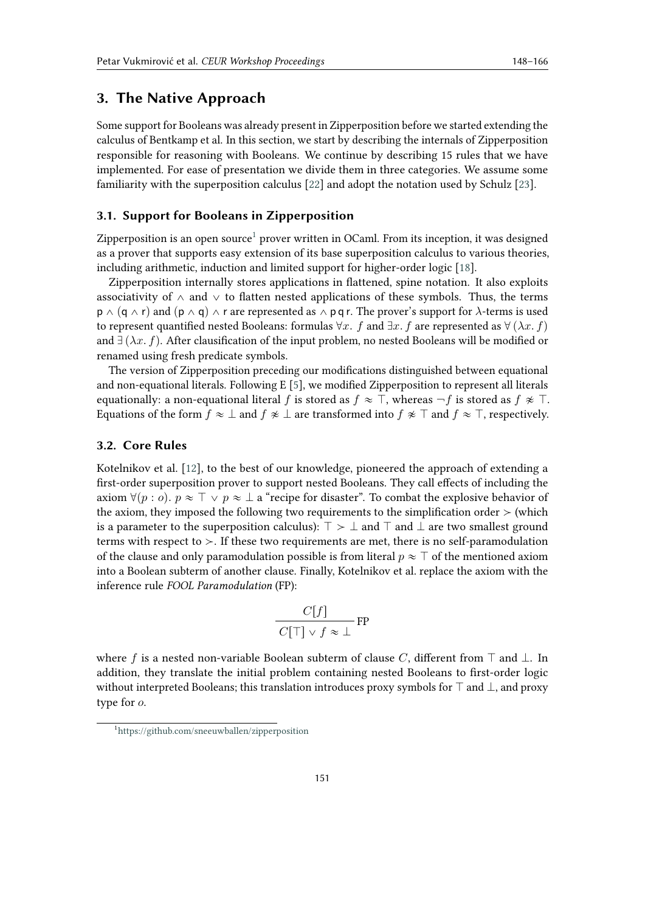## 3. The Native Approach

Some support for Booleans was already present in Zipperposition before we started extending the calculus of Bentkamp et al. In this section, we start by describing the internals of Zipperposition responsible for reasoning with Booleans. We continue by describing 15 rules that we have implemented. For ease of presentation we divide them in three categories. We assume some familiarity with the superposition calculus [22] and adopt the notation used by Schulz [23].

### 3.1. Support for Booleans in Zipperposition

Zipperposition is an open source[1] prover written in OCaml. From its inception, it was designed as a prover that supports easy extension of its base superposition calculus to various theories, including arithmetic, induction and limited support for higher-order logic [18].

Zipperposition internally stores applications in flattened, spine notation. It also exploits associativity of $\wedge$ and $\vee$ to flatten nested applications of these symbols. Thus, the terms $\mathsf{p} \wedge (\mathsf{q} \wedge \mathsf{r})$ and $(\mathsf{p} \wedge \mathsf{q}) \wedge \mathsf{r}$ are represented as $\wedge\, \mathsf{p}\, \mathsf{q}\, \mathsf{r}$. The prover's support for $\lambda$-terms is used to represent quantified nested Booleans: formulas $\forall x.\ f$ and $\exists x.\ f$ are represented as $\forall\, (\lambda x.\ f)$ and $\exists\, (\lambda x.\ f)$. After clausification of the input problem, no nested Booleans will be modified or renamed using fresh predicate symbols.

The version of Zipperposition preceding our modifications distinguished between equational and non-equational literals. Following E [5], we modified Zipperposition to represent all literals equationally: a non-equational literal $f$ is stored as $f \approx \top$, whereas $\neg f$ is stored as $f \not\approx \top$. Equations of the form $f \approx \bot$ and $f \not\approx \bot$ are transformed into $f \not\approx \top$ and $f \approx \top$, respectively.

### 3.2. Core Rules

Kotelnikov et al. [12], to the best of our knowledge, pioneered the approach of extending a first-order superposition prover to support nested Booleans. They call effects of including the axiom $\forall (p : o).\ p \approx \top \vee p \approx \bot$ a "recipe for disaster". To combat the explosive behavior of the axiom, they imposed the following two requirements to the simplification order $>$ (which is a parameter to the superposition calculus): $\top > \bot$ and $\top$ and $\bot$ are two smallest ground terms with respect to $>$. If these two requirements are met, there is no self-paramodulation of the clause and only paramodulation possible is from literal $p \approx \top$ of the mentioned axiom into a Boolean subterm of another clause. Finally, Kotelnikov et al. replace the axiom with the inference rule *FOOL Paramodulation* (FP):

$$\frac{C[f]}{C[\top] \vee f \approx \bot}\ \text{FP}$$

where $f$ is a nested non-variable Boolean subterm of clause $C$, different from $\top$ and $\bot$. In addition, they translate the initial problem containing nested Booleans to first-order logic without interpreted Booleans; this translation introduces proxy symbols for $\top$ and $\bot$, and proxy type for $o$.

[1] https://github.com/sneeuwballen/zipperposition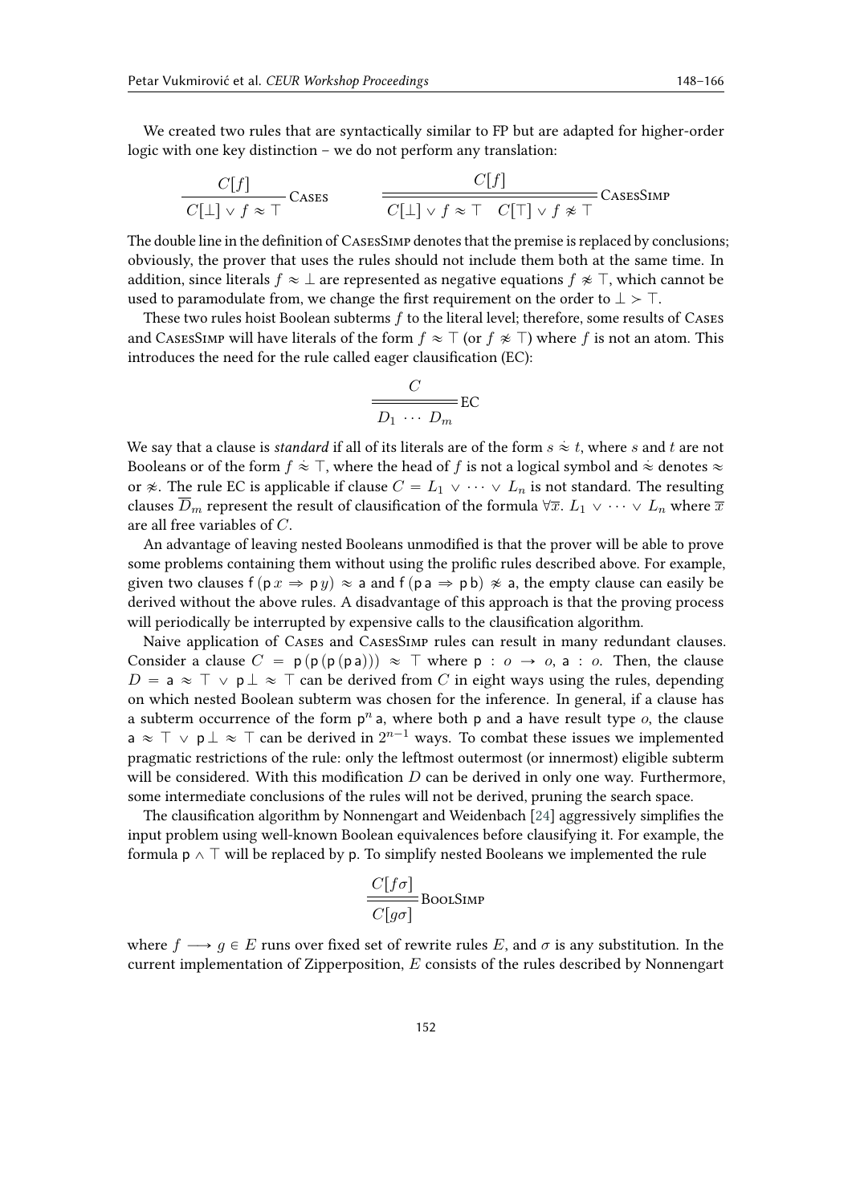We created two rules that are syntactically similar to FP but are adapted for higher-order logic with one key distinction – we do not perform any translation:

$$\frac{C[f]}{C[\bot] \vee f \approx \top}\,\textsc{Cases} \qquad \frac{C[f]}{C[\bot] \vee f \approx \top \quad C[\top] \vee f \not\approx \top}\,\textsc{CasesSimp}$$

The double line in the definition of CasesSimp denotes that the premise is replaced by conclusions; obviously, the prover that uses the rules should not include them both at the same time. In addition, since literals $f \approx \bot$ are represented as negative equations $f \not\approx \top$, which cannot be used to paramodulate from, we change the first requirement on the order to $\bot > \top$.

These two rules hoist Boolean subterms $f$ to the literal level; therefore, some results of Cases and CasesSimp will have literals of the form $f \approx \top$ (or $f \not\approx \top$) where $f$ is not an atom. This introduces the need for the rule called eager clausification (EC):

$$\frac{C}{D_1 \;\cdots\; D_m}\,\text{EC}$$

We say that a clause is *standard* if all of its literals are of the form $s \mathrel{\dot{\approx}} t$, where $s$ and $t$ are not Booleans or of the form $f \approx \top$, where the head of $f$ is not a logical symbol and $\dot{\approx}$ denotes $\approx$ or $\not\approx$. The rule EC is applicable if clause $C = L_1 \vee \cdots \vee L_n$ is not standard. The resulting clauses $\overline{D}_m$ represent the result of clausification of the formula $\forall \overline{x}.\ L_1 \vee \cdots \vee L_n$ where $\overline{x}$ are all free variables of $C$.

An advantage of leaving nested Booleans unmodified is that the prover will be able to prove some problems containing them without using the prolific rules described above. For example, given two clauses $\mathsf{f}\,(\mathsf{p}\,x \Rightarrow \mathsf{p}\,y) \approx \mathsf{a}$ and $\mathsf{f}\,(\mathsf{p}\,\mathsf{a} \Rightarrow \mathsf{p}\,\mathsf{b}) \not\approx \mathsf{a}$, the empty clause can easily be derived without the above rules. A disadvantage of this approach is that the proving process will periodically be interrupted by expensive calls to the clausification algorithm.

Naive application of Cases and CasesSimp rules can result in many redundant clauses. Consider a clause $C = \mathsf{p}\,(\mathsf{p}\,(\mathsf{p}\,(\mathsf{p}\,\mathsf{a}))) \approx \top$ where $\mathsf{p} : o \to o$, $\mathsf{a} : o$. Then, the clause $D = \mathsf{a} \approx \top \vee \mathsf{p}\,\bot \approx \top$ can be derived from $C$ in eight ways using the rules, depending on which nested Boolean subterm was chosen for the inference. In general, if a clause has a subterm occurrence of the form $\mathsf{p}^n\,\mathsf{a}$, where both $\mathsf{p}$ and $\mathsf{a}$ have result type $o$, the clause $\mathsf{a} \approx \top \vee \mathsf{p}\,\bot \approx \top$ can be derived in $2^{n-1}$ ways. To combat these issues we implemented pragmatic restrictions of the rule: only the leftmost outermost (or innermost) eligible subterm will be considered. With this modification $D$ can be derived in only one way. Furthermore, some intermediate conclusions of the rules will not be derived, pruning the search space.

The clausification algorithm by Nonnengart and Weidenbach [24] aggressively simplifies the input problem using well-known Boolean equivalences before clausifying it. For example, the formula $\mathsf{p} \wedge \top$ will be replaced by $\mathsf{p}$. To simplify nested Booleans we implemented the rule

$$\frac{C[f\sigma]}{C[g\sigma]}\,\textsc{BoolSimp}$$

where $f \longrightarrow g \in E$ runs over fixed set of rewrite rules $E$, and $\sigma$ is any substitution. In the current implementation of Zipperposition, $E$ consists of the rules described by Nonnengart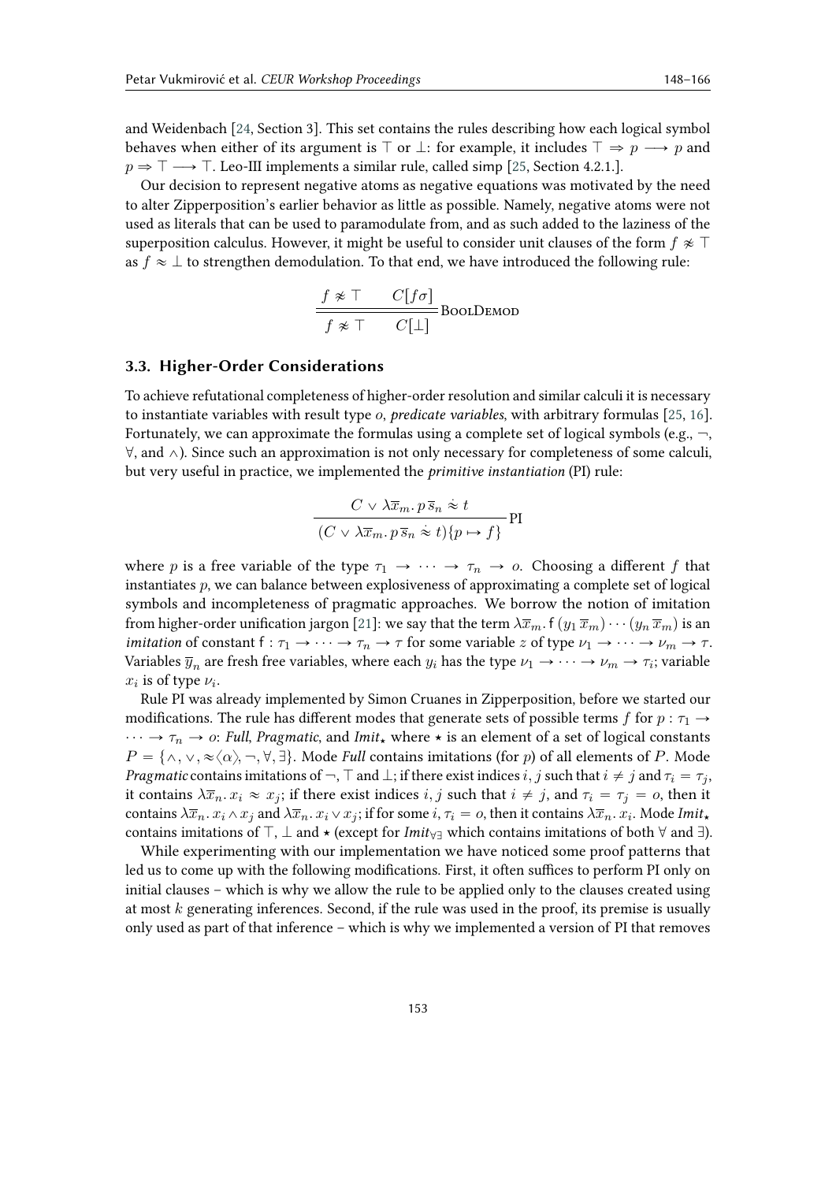and Weidenbach [24, Section 3]. This set contains the rules describing how each logical symbol behaves when either of its argument is $\top$ or $\bot$: for example, it includes $\top \Rightarrow p \longrightarrow p$ and $p \Rightarrow \top \longrightarrow \top$. Leo-III implements a similar rule, called simp [25, Section 4.2.1.].

Our decision to represent negative atoms as negative equations was motivated by the need to alter Zipperposition's earlier behavior as little as possible. Namely, negative atoms were not used as literals that can be used to paramodulate from, and as such added to the laziness of the superposition calculus. However, it might be useful to consider unit clauses of the form $f \not\approx \top$ as $f \approx \bot$ to strengthen demodulation. To that end, we have introduced the following rule:

$$\frac{f \not\approx \top \qquad C[f\sigma]}{f \not\approx \top \qquad C[\bot]}\,\textsc{BoolDemod}$$

### 3.3. Higher-Order Considerations

To achieve refutational completeness of higher-order resolution and similar calculi it is necessary to instantiate variables with result type $o$, *predicate variables*, with arbitrary formulas [25, 16]. Fortunately, we can approximate the formulas using a complete set of logical symbols (e.g., $\neg$, $\forall$, and $\wedge$). Since such an approximation is not only necessary for completeness of some calculi, but very useful in practice, we implemented the *primitive instantiation* (PI) rule:

$$\frac{C \vee \lambda \overline{x}_m .\, p\, \overline{s}_n \,\dot{\approx}\, t}{(C \vee \lambda \overline{x}_m .\, p\, \overline{s}_n \,\dot{\approx}\, t)\{p \mapsto f\}}\,\text{PI}$$

where $p$ is a free variable of the type $\tau_1 \to \cdots \to \tau_n \to o$. Choosing a different $f$ that instantiates $p$, we can balance between explosiveness of approximating a complete set of logical symbols and incompleteness of pragmatic approaches. We borrow the notion of imitation from higher-order unification jargon [21]: we say that the term $\lambda \overline{x}_m .\, \mathsf{f}\,(y_1\, \overline{x}_m) \cdots (y_n\, \overline{x}_m)$ is an *imitation* of constant $\mathsf{f} : \tau_1 \to \cdots \to \tau_n \to \tau$ for some variable $z$ of type $\nu_1 \to \cdots \to \nu_m \to \tau$. Variables $\overline{y}_n$ are fresh free variables, where each $y_i$ has the type $\nu_1 \to \cdots \to \nu_m \to \tau_i$; variable $x_i$ is of type $\nu_i$.

Rule PI was already implemented by Simon Cruanes in Zipperposition, before we started our modifications. The rule has different modes that generate sets of possible terms $f$ for $p : \tau_1 \to \cdots \to \tau_n \to o$: *Full*, *Pragmatic*, and *Imit*$_\star$ where $\star$ is an element of a set of logical constants $P = \{\wedge, \vee, \approx\langle\alpha\rangle, \neg, \forall, \exists\}$. Mode *Full* contains imitations (for $p$) of all elements of $P$. Mode *Pragmatic* contains imitations of $\neg$, $\top$ and $\bot$; if there exist indices $i, j$ such that $i \neq j$ and $\tau_i = \tau_j$, it contains $\lambda \overline{x}_n .\, x_i \approx x_j$; if there exist indices $i, j$ such that $i \neq j$, and $\tau_i = \tau_j = o$, then it contains $\lambda \overline{x}_n .\, x_i \wedge x_j$ and $\lambda \overline{x}_n .\, x_i \vee x_j$; if for some $i$, $\tau_i = o$, then it contains $\lambda \overline{x}_n .\, x_i$. Mode *Imit*$_\star$ contains imitations of $\top$, $\bot$ and $\star$ (except for *Imit*$_{\forall\exists}$ which contains imitations of both $\forall$ and $\exists$).

While experimenting with our implementation we have noticed some proof patterns that led us to come up with the following modifications. First, it often suffices to perform PI only on initial clauses – which is why we allow the rule to be applied only to the clauses created using at most $k$ generating inferences. Second, if the rule was used in the proof, its premise is usually only used as part of that inference – which is why we implemented a version of PI that removes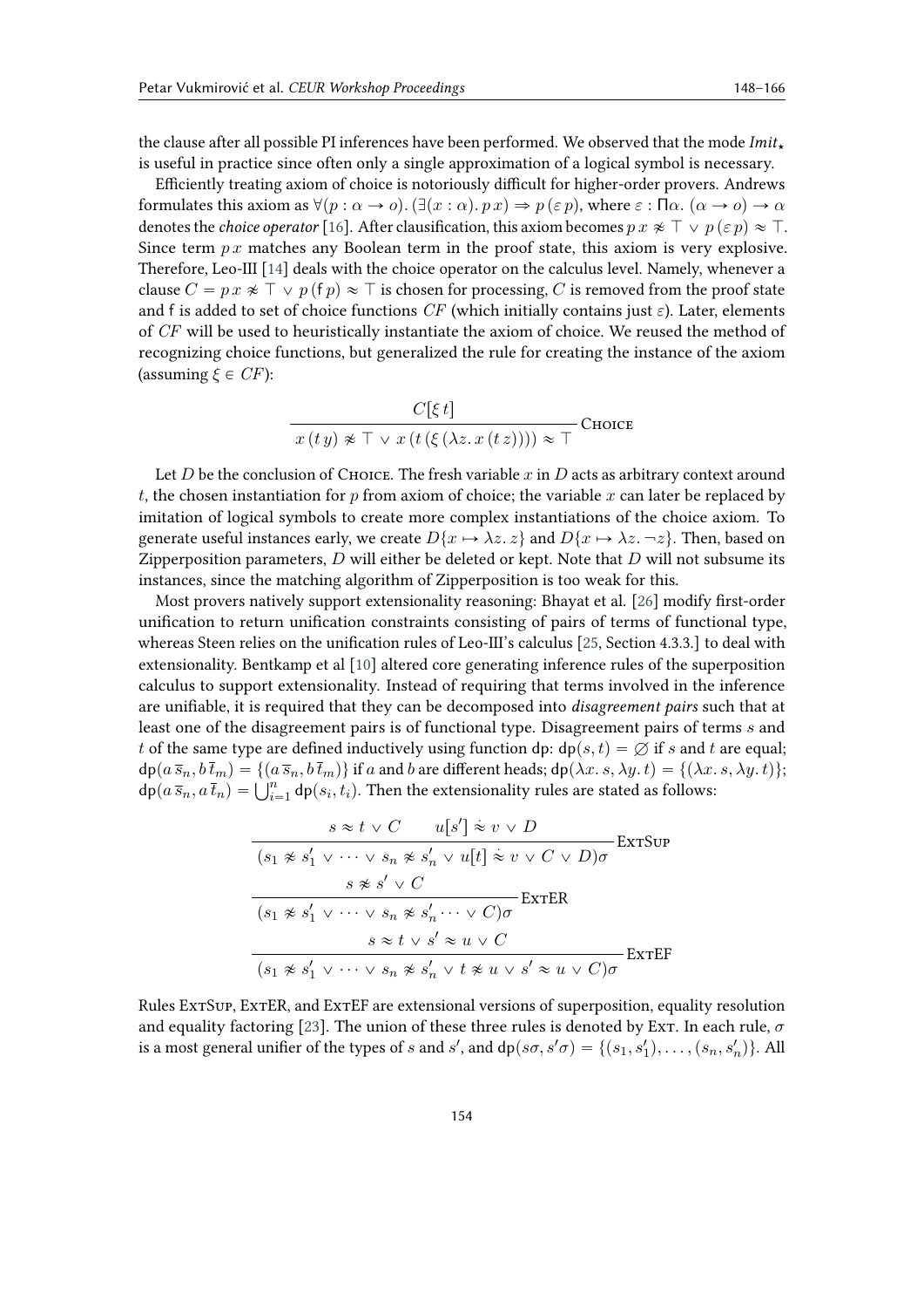the clause after all possible PI inferences have been performed. We observed that the mode *Imit*$_\star$ is useful in practice since often only a single approximation of a logical symbol is necessary.

Efficiently treating axiom of choice is notoriously difficult for higher-order provers. Andrews formulates this axiom as $\forall(p : \alpha \to o).\, (\exists(x : \alpha).\, p\, x) \Rightarrow p\,(\varepsilon\, p)$, where $\varepsilon : \Pi\alpha.\, (\alpha \to o) \to \alpha$ denotes the *choice operator* [16]. After clausification, this axiom becomes $p\, x \not\approx \top \vee p\,(\varepsilon\, p) \approx \top$. Since term $p\, x$ matches any Boolean term in the proof state, this axiom is very explosive. Therefore, Leo-III [14] deals with the choice operator on the calculus level. Namely, whenever a clause $C = p\, x \not\approx \top \vee p\,(\mathsf{f}\, p) \approx \top$ is chosen for processing, $C$ is removed from the proof state and $\mathsf{f}$ is added to set of choice functions $CF$ (which initially contains just $\varepsilon$). Later, elements of $CF$ will be used to heuristically instantiate the axiom of choice. We reused the method of recognizing choice functions, but generalized the rule for creating the instance of the axiom (assuming $\xi \in CF$):

$$\frac{C[\xi\, t]}{x\,(t\, y) \not\approx \top \vee x\,(t\,(\xi\,(\lambda z.\, x\,(t\, z)))) \approx \top}\ \text{Choice}$$

Let $D$ be the conclusion of Choice. The fresh variable $x$ in $D$ acts as arbitrary context around $t$, the chosen instantiation for $p$ from axiom of choice; the variable $x$ can later be replaced by imitation of logical symbols to create more complex instantiations of the choice axiom. To generate useful instances early, we create $D\{x \mapsto \lambda z.\, z\}$ and $D\{x \mapsto \lambda z.\, \neg z\}$. Then, based on Zipperposition parameters, $D$ will either be deleted or kept. Note that $D$ will not subsume its instances, since the matching algorithm of Zipperposition is too weak for this.

Most provers natively support extensionality reasoning: Bhayat et al. [26] modify first-order unification to return unification constraints consisting of pairs of terms of functional type, whereas Steen relies on the unification rules of Leo-III's calculus [25, Section 4.3.3.] to deal with extensionality. Bentkamp et al [10] altered core generating inference rules of the superposition calculus to support extensionality. Instead of requiring that terms involved in the inference are unifiable, it is required that they can be decomposed into *disagreement pairs* such that at least one of the disagreement pairs is of functional type. Disagreement pairs of terms $s$ and $t$ of the same type are defined inductively using function dp: $\mathsf{dp}(s, t) = \varnothing$ if $s$ and $t$ are equal; $\mathsf{dp}(a\,\overline{s}_n, b\,\overline{t}_m) = \{(a\,\overline{s}_n, b\,\overline{t}_m)\}$ if $a$ and $b$ are different heads; $\mathsf{dp}(\lambda x.\, s, \lambda y.\, t) = \{(\lambda x.\, s, \lambda y.\, t)\}$; $\mathsf{dp}(a\,\overline{s}_n, a\,\overline{t}_n) = \bigcup_{i=1}^{n} \mathsf{dp}(s_i, t_i)$. Then the extensionality rules are stated as follows:

$$\frac{s \approx t \vee C \qquad u[s'] \mathrel{\dot{\approx}} v \vee D}{(s_1 \not\approx s'_1 \vee \cdots \vee s_n \not\approx s'_n \vee u[t] \mathrel{\dot{\approx}} v \vee C \vee D)\sigma}\ \text{ExtSup}$$

$$\frac{s \not\approx s' \vee C}{(s_1 \not\approx s'_1 \vee \cdots \vee s_n \not\approx s'_n \cdots \vee C)\sigma}\ \text{ExtER}$$

$$\frac{s \approx t \vee s' \approx u \vee C}{(s_1 \not\approx s'_1 \vee \cdots \vee s_n \not\approx s'_n \vee t \not\approx u \vee s' \approx u \vee C)\sigma}\ \text{ExtEF}$$

Rules ExtSup, ExtER, and ExtEF are extensional versions of superposition, equality resolution and equality factoring [23]. The union of these three rules is denoted by Ext. In each rule, $\sigma$ is a most general unifier of the types of $s$ and $s'$, and $\mathsf{dp}(s\sigma, s'\sigma) = \{(s_1, s'_1), \ldots, (s_n, s'_n)\}$. All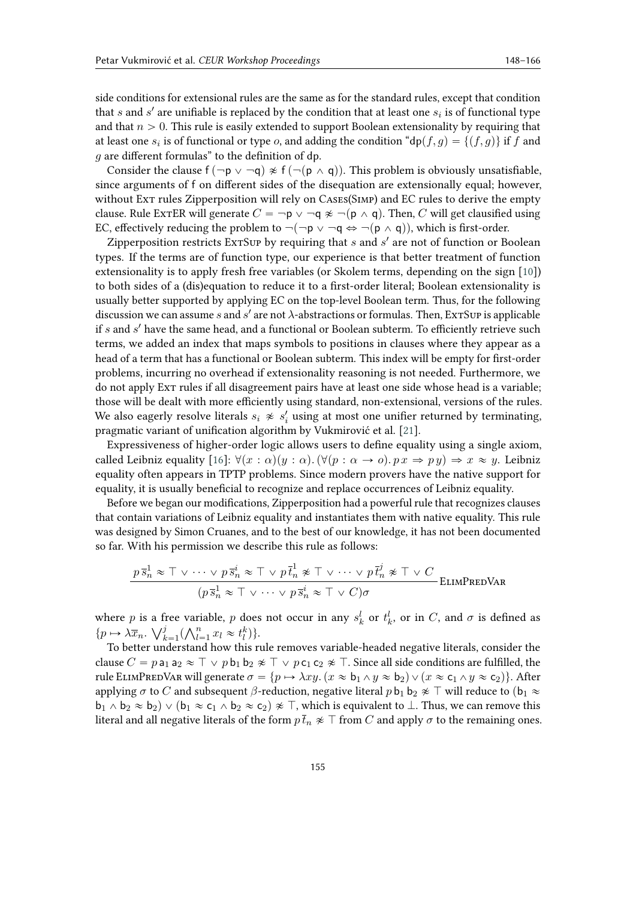side conditions for extensional rules are the same as for the standard rules, except that condition that $s$ and $s'$ are unifiable is replaced by the condition that at least one $s_i$ is of functional type and that $n > 0$. This rule is easily extended to support Boolean extensionality by requiring that at least one $s_i$ is of functional or type $o$, and adding the condition "$\mathsf{dp}(f, g) = \{(f, g)\}$ if $f$ and $g$ are different formulas" to the definition of dp.

Consider the clause $\mathsf{f}\,(\neg \mathsf{p} \vee \neg \mathsf{q}) \not\approx \mathsf{f}\,(\neg(\mathsf{p} \wedge \mathsf{q}))$. This problem is obviously unsatisfiable, since arguments of f on different sides of the disequation are extensionally equal; however, without Ext rules Zipperposition will rely on Cases(Simp) and EC rules to derive the empty clause. Rule ExtER will generate $C = \neg \mathsf{p} \vee \neg \mathsf{q} \not\approx \neg(\mathsf{p} \wedge \mathsf{q})$. Then, $C$ will get clausified using EC, effectively reducing the problem to $\neg(\neg \mathsf{p} \vee \neg \mathsf{q} \Leftrightarrow \neg(\mathsf{p} \wedge \mathsf{q}))$, which is first-order.

Zipperposition restricts ExtSup by requiring that $s$ and $s'$ are not of function or Boolean types. If the terms are of function type, our experience is that better treatment of function extensionality is to apply fresh free variables (or Skolem terms, depending on the sign [10]) to both sides of a (dis)equation to reduce it to a first-order literal; Boolean extensionality is usually better supported by applying EC on the top-level Boolean term. Thus, for the following discussion we can assume $s$ and $s'$ are not $\lambda$-abstractions or formulas. Then, ExtSup is applicable if $s$ and $s'$ have the same head, and a functional or Boolean subterm. To efficiently retrieve such terms, we added an index that maps symbols to positions in clauses where they appear as a head of a term that has a functional or Boolean subterm. This index will be empty for first-order problems, incurring no overhead if extensionality reasoning is not needed. Furthermore, we do not apply Ext rules if all disagreement pairs have at least one side whose head is a variable; those will be dealt with more efficiently using standard, non-extensional, versions of the rules. We also eagerly resolve literals $s_i \not\approx s_i'$ using at most one unifier returned by terminating, pragmatic variant of unification algorithm by Vukmirović et al. [21].

Expressiveness of higher-order logic allows users to define equality using a single axiom, called Leibniz equality [16]: $\forall (x : \alpha)(y : \alpha).\, (\forall (p : \alpha \to o).\, p\, x \Rightarrow p\, y) \Rightarrow x \approx y$. Leibniz equality often appears in TPTP problems. Since modern provers have the native support for equality, it is usually beneficial to recognize and replace occurrences of Leibniz equality.

Before we began our modifications, Zipperposition had a powerful rule that recognizes clauses that contain variations of Leibniz equality and instantiates them with native equality. This rule was designed by Simon Cruanes, and to the best of our knowledge, it has not been documented so far. With his permission we describe this rule as follows:

$$\frac{p\,\overline{s}_n^1 \approx \top \vee \cdots \vee p\,\overline{s}_n^i \approx \top \vee p\,\overline{t}_n^1 \not\approx \top \vee \cdots \vee p\,\overline{t}_n^j \not\approx \top \vee C}{(p\,\overline{s}_n^1 \approx \top \vee \cdots \vee p\,\overline{s}_n^i \approx \top \vee C)\sigma}\ \text{ElimPredVar}$$

where $p$ is a free variable, $p$ does not occur in any $s_k^l$ or $t_k^l$, or in $C$, and $\sigma$ is defined as $\{p \mapsto \lambda \overline{x}_n.\, \bigvee_{k=1}^{j} (\bigwedge_{l=1}^{n} x_l \approx t_l^k)\}$.

To better understand how this rule removes variable-headed negative literals, consider the clause $C = p\,\mathsf{a}_1\,\mathsf{a}_2 \approx \top \vee p\,\mathsf{b}_1\,\mathsf{b}_2 \not\approx \top \vee p\,\mathsf{c}_1\,\mathsf{c}_2 \not\approx \top$. Since all side conditions are fulfilled, the rule ElimPredVar will generate $\sigma = \{p \mapsto \lambda xy.\, (x \approx \mathsf{b}_1 \wedge y \approx \mathsf{b}_2) \vee (x \approx \mathsf{c}_1 \wedge y \approx \mathsf{c}_2)\}$. After applying $\sigma$ to $C$ and subsequent $\beta$-reduction, negative literal $p\,\mathsf{b}_1\,\mathsf{b}_2 \not\approx \top$ will reduce to $(\mathsf{b}_1 \approx \mathsf{b}_1 \wedge \mathsf{b}_2 \approx \mathsf{b}_2) \vee (\mathsf{b}_1 \approx \mathsf{c}_1 \wedge \mathsf{b}_2 \approx \mathsf{c}_2) \not\approx \top$, which is equivalent to $\bot$. Thus, we can remove this literal and all negative literals of the form $p\,\overline{t}_n \not\approx \top$ from $C$ and apply $\sigma$ to the remaining ones.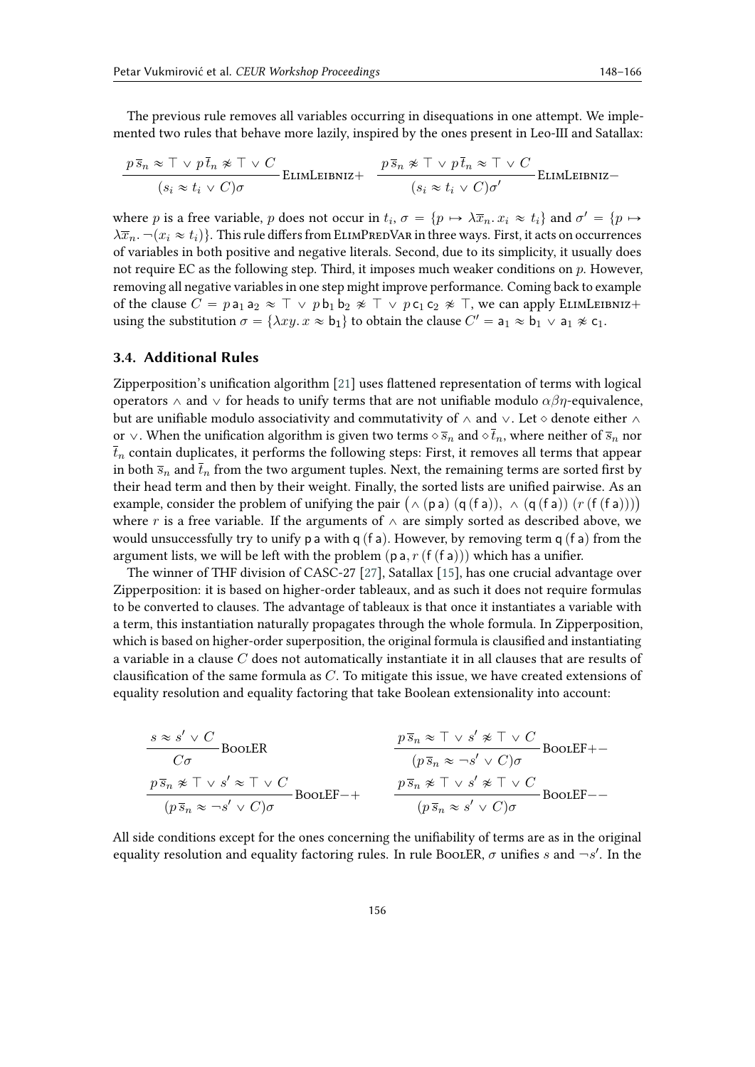The previous rule removes all variables occurring in disequations in one attempt. We implemented two rules that behave more lazily, inspired by the ones present in Leo-III and Satallax:

$$\frac{p\,\overline{s}_n \approx \top \vee p\,\overline{t}_n \not\approx \top \vee C}{(s_i \approx t_i \vee C)\sigma}\,\textsc{ElimLeibniz}+ \qquad \frac{p\,\overline{s}_n \not\approx \top \vee p\,\overline{t}_n \approx \top \vee C}{(s_i \approx t_i \vee C)\sigma'}\,\textsc{ElimLeibniz}-$$

where $p$ is a free variable, $p$ does not occur in $t_i$, $\sigma = \{p \mapsto \lambda\overline{x}_n.\, x_i \approx t_i\}$ and $\sigma' = \{p \mapsto \lambda\overline{x}_n.\, \neg(x_i \approx t_i)\}$. This rule differs from ElimPredVar in three ways. First, it acts on occurrences of variables in both positive and negative literals. Second, due to its simplicity, it usually does not require EC as the following step. Third, it imposes much weaker conditions on $p$. However, removing all negative variables in one step might improve performance. Coming back to example of the clause $C = p\,\mathsf{a}_1\,\mathsf{a}_2 \approx \top \vee p\,\mathsf{b}_1\,\mathsf{b}_2 \not\approx \top \vee p\,\mathsf{c}_1\,\mathsf{c}_2 \not\approx \top$, we can apply ElimLeibniz+ using the substitution $\sigma = \{\lambda xy.\, x \approx \mathsf{b}_1\}$ to obtain the clause $C' = \mathsf{a}_1 \approx \mathsf{b}_1 \vee \mathsf{a}_1 \not\approx \mathsf{c}_1$.

### 3.4. Additional Rules

Zipperposition's unification algorithm [21] uses flattened representation of terms with logical operators $\wedge$ and $\vee$ for heads to unify terms that are not unifiable modulo $\alpha\beta\eta$-equivalence, but are unifiable modulo associativity and commutativity of $\wedge$ and $\vee$. Let $\diamond$ denote either $\wedge$ or $\vee$. When the unification algorithm is given two terms $\diamond\,\overline{s}_n$ and $\diamond\,\overline{t}_n$, where neither of $\overline{s}_n$ nor $\overline{t}_n$ contain duplicates, it performs the following steps: First, it removes all terms that appear in both $\overline{s}_n$ and $\overline{t}_n$ from the two argument tuples. Next, the remaining terms are sorted first by their head term and then by their weight. Finally, the sorted lists are unified pairwise. As an example, consider the problem of unifying the pair $\big(\wedge\,(\mathsf{p}\,\mathsf{a})\,(\mathsf{q}\,(\mathsf{f}\,\mathsf{a})),\ \wedge\,(\mathsf{q}\,(\mathsf{f}\,\mathsf{a}))\,(r\,(\mathsf{f}\,(\mathsf{f}\,\mathsf{a})))\big)$ where $r$ is a free variable. If the arguments of $\wedge$ are simply sorted as described above, we would unsuccessfully try to unify $\mathsf{p}\,\mathsf{a}$ with $\mathsf{q}\,(\mathsf{f}\,\mathsf{a})$. However, by removing term $\mathsf{q}\,(\mathsf{f}\,\mathsf{a})$ from the argument lists, we will be left with the problem $(\mathsf{p}\,\mathsf{a}, r\,(\mathsf{f}\,(\mathsf{f}\,\mathsf{a})))$ which has a unifier.

The winner of THF division of CASC-27 [27], Satallax [15], has one crucial advantage over Zipperposition: it is based on higher-order tableaux, and as such it does not require formulas to be converted to clauses. The advantage of tableaux is that once it instantiates a variable with a term, this instantiation naturally propagates through the whole formula. In Zipperposition, which is based on higher-order superposition, the original formula is clausified and instantiating a variable in a clause $C$ does not automatically instantiate it in all clauses that are results of clausification of the same formula as $C$. To mitigate this issue, we have created extensions of equality resolution and equality factoring that take Boolean extensionality into account:

$$\frac{s \approx s' \vee C}{C\sigma}\,\textsc{BoolER} \qquad \frac{p\,\overline{s}_n \approx \top \vee s' \not\approx \top \vee C}{(p\,\overline{s}_n \approx \neg s' \vee C)\sigma}\,\textsc{BoolEF}{+}{-}$$

$$\frac{p\,\overline{s}_n \not\approx \top \vee s' \approx \top \vee C}{(p\,\overline{s}_n \approx \neg s' \vee C)\sigma}\,\textsc{BoolEF}{-}{+} \qquad \frac{p\,\overline{s}_n \not\approx \top \vee s' \not\approx \top \vee C}{(p\,\overline{s}_n \approx s' \vee C)\sigma}\,\textsc{BoolEF}{-}{-}$$

All side conditions except for the ones concerning the unifiability of terms are as in the original equality resolution and equality factoring rules. In rule BoolER, $\sigma$ unifies $s$ and $\neg s'$. In the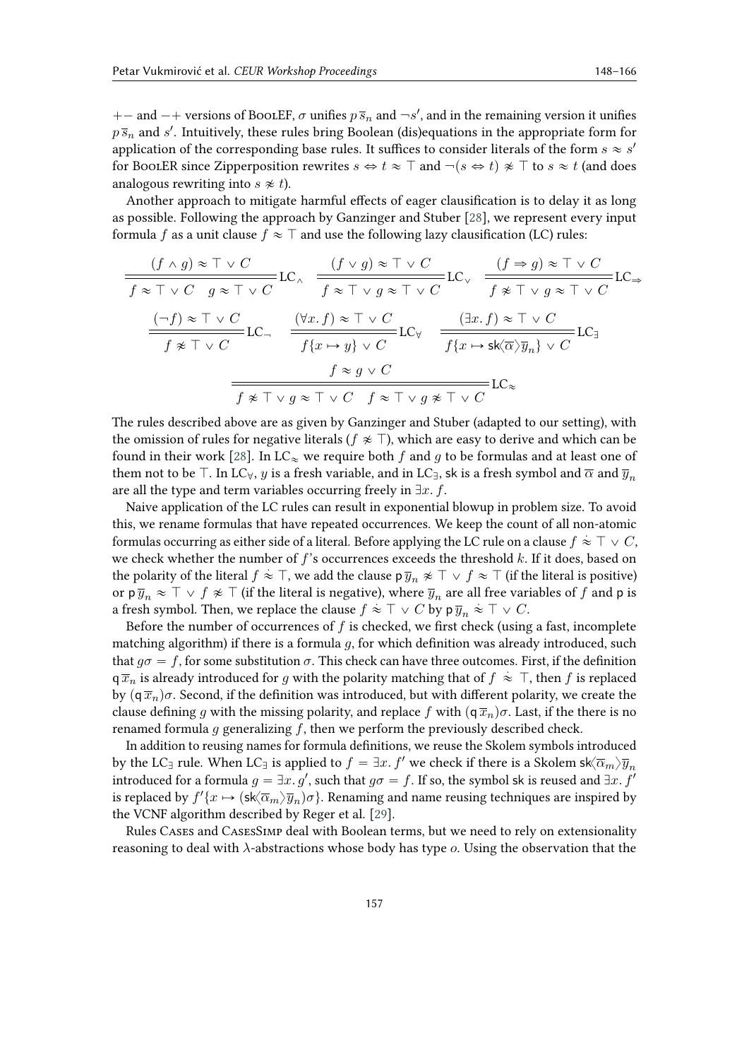$+-$ and $-+$ versions of BoolEF, $\sigma$ unifies $p\,\overline{s}_n$ and $\neg s'$, and in the remaining version it unifies $p\,\overline{s}_n$ and $s'$. Intuitively, these rules bring Boolean (dis)equations in the appropriate form for application of the corresponding base rules. It suffices to consider literals of the form $s \approx s'$ for BoolER since Zipperposition rewrites $s \Leftrightarrow t \approx \top$ and $\neg(s \Leftrightarrow t) \not\approx \top$ to $s \approx t$ (and does analogous rewriting into $s \not\approx t$).

Another approach to mitigate harmful effects of eager clausification is to delay it as long as possible. Following the approach by Ganzinger and Stuber [28], we represent every input formula $f$ as a unit clause $f \approx \top$ and use the following lazy clausification (LC) rules:

$$\frac{(f \wedge g) \approx \top \vee C}{f \approx \top \vee C \quad g \approx \top \vee C}\,\mathrm{LC}_\wedge \qquad \frac{(f \vee g) \approx \top \vee C}{f \approx \top \vee g \approx \top \vee C}\,\mathrm{LC}_\vee \qquad \frac{(f \Rightarrow g) \approx \top \vee C}{f \not\approx \top \vee g \approx \top \vee C}\,\mathrm{LC}_\Rightarrow$$

$$\frac{(\neg f) \approx \top \vee C}{f \not\approx \top \vee C}\,\mathrm{LC}_\neg \qquad \frac{(\forall x.\, f) \approx \top \vee C}{f\{x \mapsto y\} \vee C}\,\mathrm{LC}_\forall \qquad \frac{(\exists x.\, f) \approx \top \vee C}{f\{x \mapsto \mathsf{sk}\langle\overline{\alpha}\rangle\overline{y}_n\} \vee C}\,\mathrm{LC}_\exists$$

$$\frac{f \approx g \vee C}{f \not\approx \top \vee g \approx \top \vee C \quad f \approx \top \vee g \not\approx \top \vee C}\,\mathrm{LC}_\approx$$

The rules described above are as given by Ganzinger and Stuber (adapted to our setting), with the omission of rules for negative literals ($f \not\approx \top$), which are easy to derive and which can be found in their work [28]. In $\mathrm{LC}_\approx$ we require both $f$ and $g$ to be formulas and at least one of them not to be $\top$. In $\mathrm{LC}_\forall$, $y$ is a fresh variable, and in $\mathrm{LC}_\exists$, $\mathsf{sk}$ is a fresh symbol and $\overline{\alpha}$ and $\overline{y}_n$ are all the type and term variables occurring freely in $\exists x.\, f$.

Naive application of the LC rules can result in exponential blowup in problem size. To avoid this, we rename formulas that have repeated occurrences. We keep the count of all non-atomic formulas occurring as either side of a literal. Before applying the LC rule on a clause $f \mathrel{\dot\approx} \top \vee C$, we check whether the number of $f$'s occurrences exceeds the threshold $k$. If it does, based on the polarity of the literal $f \mathrel{\dot\approx} \top$, we add the clause $\mathsf{p}\,\overline{y}_n \not\approx \top \vee f \approx \top$ (if the literal is positive) or $\mathsf{p}\,\overline{y}_n \approx \top \vee f \not\approx \top$ (if the literal is negative), where $\overline{y}_n$ are all free variables of $f$ and $\mathsf{p}$ is a fresh symbol. Then, we replace the clause $f \mathrel{\dot\approx} \top \vee C$ by $\mathsf{p}\,\overline{y}_n \mathrel{\dot\approx} \top \vee C$.

Before the number of occurrences of $f$ is checked, we first check (using a fast, incomplete matching algorithm) if there is a formula $g$, for which definition was already introduced, such that $g\sigma = f$, for some substitution $\sigma$. This check can have three outcomes. First, if the definition $\mathsf{q}\,\overline{x}_n$ is already introduced for $g$ with the polarity matching that of $f \mathrel{\dot\approx} \top$, then $f$ is replaced by $(\mathsf{q}\,\overline{x}_n)\sigma$. Second, if the definition was introduced, but with different polarity, we create the clause defining $g$ with the missing polarity, and replace $f$ with $(\mathsf{q}\,\overline{x}_n)\sigma$. Last, if the there is no renamed formula $g$ generalizing $f$, then we perform the previously described check.

In addition to reusing names for formula definitions, we reuse the Skolem symbols introduced by the $\mathrm{LC}_\exists$ rule. When $\mathrm{LC}_\exists$ is applied to $f = \exists x.\, f'$ we check if there is a Skolem $\mathsf{sk}\langle\overline{\alpha}_m\rangle\overline{y}_n$ introduced for a formula $g = \exists x.\, g'$, such that $g\sigma = f$. If so, the symbol $\mathsf{sk}$ is reused and $\exists x.\, f'$ is replaced by $f'\{x \mapsto (\mathsf{sk}\langle\overline{\alpha}_m\rangle\overline{y}_n)\sigma\}$. Renaming and name reusing techniques are inspired by the VCNF algorithm described by Reger et al. [29].

Rules Cases and CasesSimp deal with Boolean terms, but we need to rely on extensionality reasoning to deal with $\lambda$-abstractions whose body has type $o$. Using the observation that the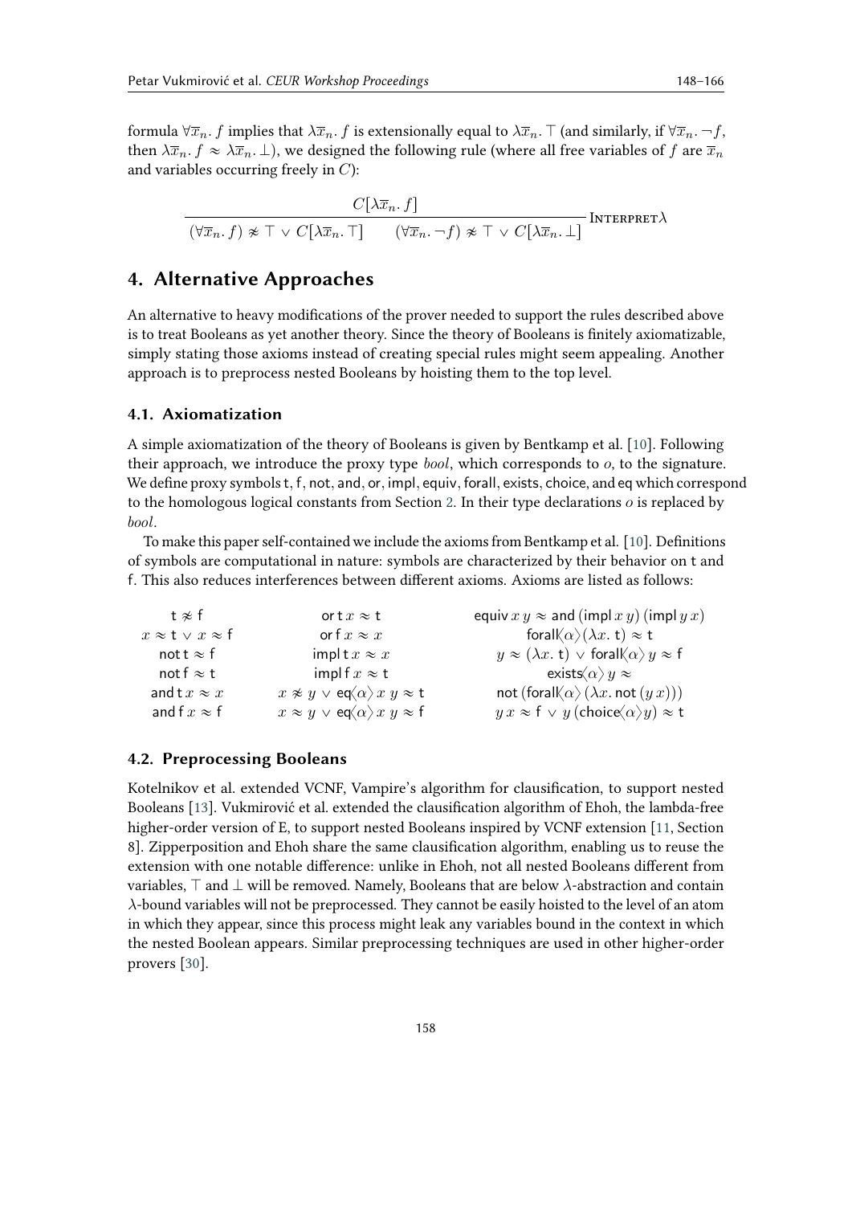formula $\forall \overline{x}_n.\, f$ implies that $\lambda \overline{x}_n.\, f$ is extensionally equal to $\lambda \overline{x}_n.\, \top$ (and similarly, if $\forall \overline{x}_n.\, \neg f$, then $\lambda \overline{x}_n.\, f \approx \lambda \overline{x}_n.\, \bot$), we designed the following rule (where all free variables of $f$ are $\overline{x}_n$ and variables occurring freely in $C$):

$$\frac{C[\lambda \overline{x}_n.\, f]}{(\forall \overline{x}_n.\, f) \not\approx \top \vee C[\lambda \overline{x}_n.\, \top] \qquad (\forall \overline{x}_n.\, \neg f) \not\approx \top \vee C[\lambda \overline{x}_n.\, \bot]}\ \textsc{Interpret}\lambda$$

## 4. Alternative Approaches

An alternative to heavy modifications of the prover needed to support the rules described above is to treat Booleans as yet another theory. Since the theory of Booleans is finitely axiomatizable, simply stating those axioms instead of creating special rules might seem appealing. Another approach is to preprocess nested Booleans by hoisting them to the top level.

### 4.1. Axiomatization

A simple axiomatization of the theory of Booleans is given by Bentkamp et al. [10]. Following their approach, we introduce the proxy type $bool$, which corresponds to $o$, to the signature. We define proxy symbols t, f, not, and, or, impl, equiv, forall, exists, choice, and eq which correspond to the homologous logical constants from Section 2. In their type declarations $o$ is replaced by $bool$.

To make this paper self-contained we include the axioms from Bentkamp et al. [10]. Definitions of symbols are computational in nature: symbols are characterized by their behavior on t and f. This also reduces interferences between different axioms. Axioms are listed as follows:

$$\begin{array}{lll}
\mathsf{t} \not\approx \mathsf{f} & \mathsf{or}\,\mathsf{t}\,x \approx \mathsf{t} & \mathsf{equiv}\,x\,y \approx \mathsf{and}\,(\mathsf{impl}\,x\,y)\,(\mathsf{impl}\,y\,x) \\
x \approx \mathsf{t} \vee x \approx \mathsf{f} & \mathsf{or}\,\mathsf{f}\,x \approx x & \mathsf{forall}\langle\alpha\rangle(\lambda x.\,\mathsf{t}) \approx \mathsf{t} \\
\mathsf{not}\,\mathsf{t} \approx \mathsf{f} & \mathsf{impl}\,\mathsf{t}\,x \approx x & y \approx (\lambda x.\,\mathsf{t}) \vee \mathsf{forall}\langle\alpha\rangle\,y \approx \mathsf{f} \\
\mathsf{not}\,\mathsf{f} \approx \mathsf{t} & \mathsf{impl}\,\mathsf{f}\,x \approx \mathsf{t} & \mathsf{exists}\langle\alpha\rangle\,y \approx \\
\mathsf{and}\,\mathsf{t}\,x \approx x & x \not\approx y \vee \mathsf{eq}\langle\alpha\rangle\,x\,y \approx \mathsf{t} & \mathsf{not}\,(\mathsf{forall}\langle\alpha\rangle\,(\lambda x.\,\mathsf{not}\,(y\,x))) \\
\mathsf{and}\,\mathsf{f}\,x \approx \mathsf{f} & x \approx y \vee \mathsf{eq}\langle\alpha\rangle\,x\,y \approx \mathsf{f} & y\,x \approx \mathsf{f} \vee y\,(\mathsf{choice}\langle\alpha\rangle y) \approx \mathsf{t}
\end{array}$$

### 4.2. Preprocessing Booleans

Kotelnikov et al. extended VCNF, Vampire's algorithm for clausification, to support nested Booleans [13]. Vukmirović et al. extended the clausification algorithm of Ehoh, the lambda-free higher-order version of E, to support nested Booleans inspired by VCNF extension [11, Section 8]. Zipperposition and Ehoh share the same clausification algorithm, enabling us to reuse the extension with one notable difference: unlike in Ehoh, not all nested Booleans different from variables, $\top$ and $\bot$ will be removed. Namely, Booleans that are below $\lambda$-abstraction and contain $\lambda$-bound variables will not be preprocessed. They cannot be easily hoisted to the level of an atom in which they appear, since this process might leak any variables bound in the context in which the nested Boolean appears. Similar preprocessing techniques are used in other higher-order provers [30].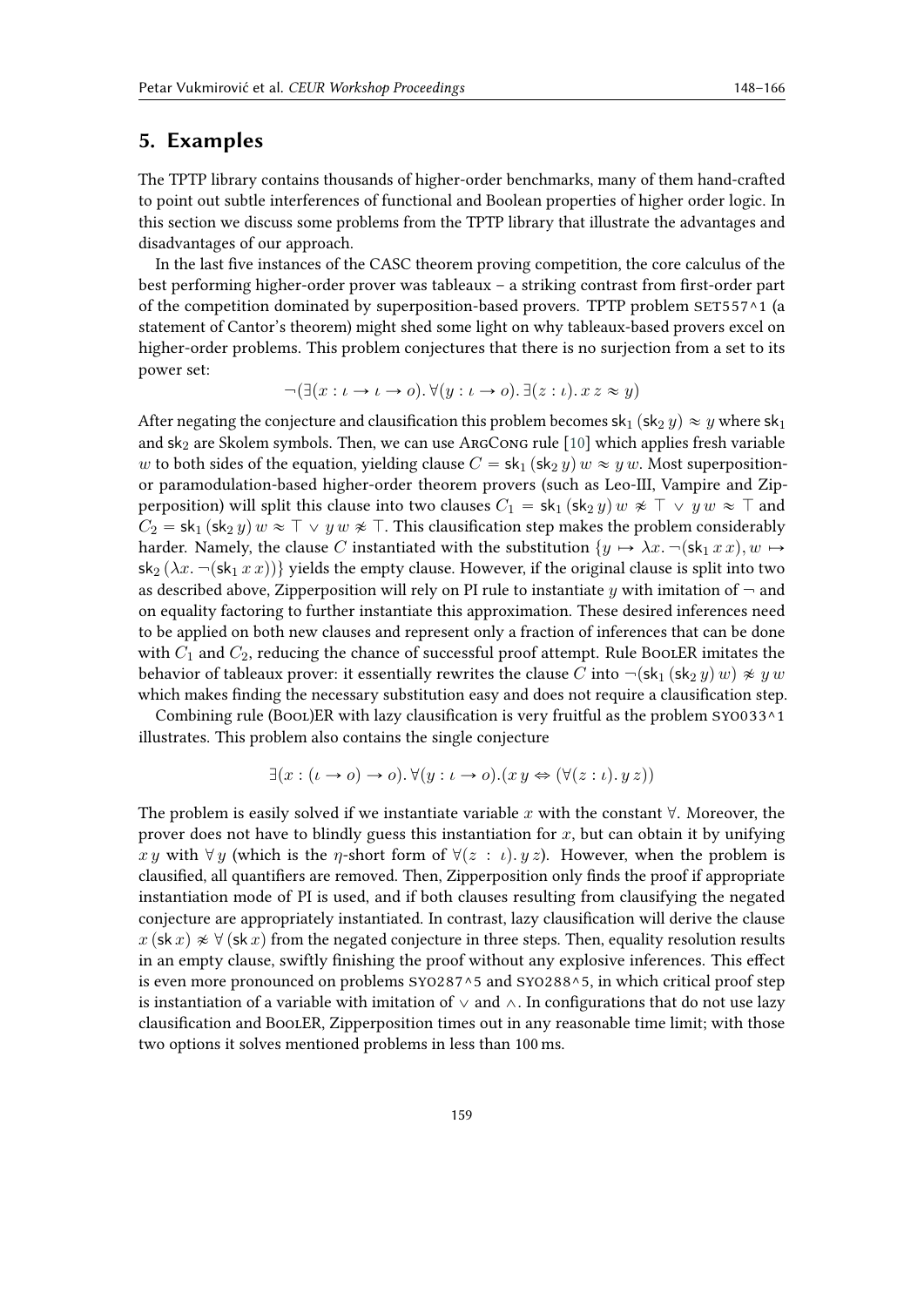## 5. Examples

The TPTP library contains thousands of higher-order benchmarks, many of them hand-crafted to point out subtle interferences of functional and Boolean properties of higher order logic. In this section we discuss some problems from the TPTP library that illustrate the advantages and disadvantages of our approach.

In the last five instances of the CASC theorem proving competition, the core calculus of the best performing higher-order prover was tableaux – a striking contrast from first-order part of the competition dominated by superposition-based provers. TPTP problem SET557^1 (a statement of Cantor's theorem) might shed some light on why tableaux-based provers excel on higher-order problems. This problem conjectures that there is no surjection from a set to its power set:

$$\neg(\exists(x : \iota \to \iota \to o). \forall(y : \iota \to o). \exists(z : \iota). x\, z \approx y)$$

After negating the conjecture and clausification this problem becomes $\mathsf{sk}_1\,(\mathsf{sk}_2\,y) \approx y$ where $\mathsf{sk}_1$ and $\mathsf{sk}_2$ are Skolem symbols. Then, we can use ArgCong rule [10] which applies fresh variable $w$ to both sides of the equation, yielding clause $C = \mathsf{sk}_1\,(\mathsf{sk}_2\,y)\,w \approx y\,w$. Most superposition- or paramodulation-based higher-order theorem provers (such as Leo-III, Vampire and Zipperposition) will split this clause into two clauses $C_1 = \mathsf{sk}_1\,(\mathsf{sk}_2\,y)\,w \not\approx \top \vee y\,w \approx \top$ and $C_2 = \mathsf{sk}_1\,(\mathsf{sk}_2\,y)\,w \approx \top \vee y\,w \not\approx \top$. This classification step makes the problem considerably harder. Namely, the clause $C$ instantiated with the substitution $\{y \mapsto \lambda x. \neg(\mathsf{sk}_1\,x\,x), w \mapsto \mathsf{sk}_2\,(\lambda x. \neg(\mathsf{sk}_1\,x\,x))\}$ yields the empty clause. However, if the original clause is split into two as described above, Zipperposition will rely on PI rule to instantiate $y$ with imitation of $\neg$ and on equality factoring to further instantiate this approximation. These desired inferences need to be applied on both new clauses and represent only a fraction of inferences that can be done with $C_1$ and $C_2$, reducing the chance of successful proof attempt. Rule BoolER imitates the behavior of tableaux prover: it essentially rewrites the clause $C$ into $\neg(\mathsf{sk}_1\,(\mathsf{sk}_2\,y)\,w) \not\approx y\,w$ which makes finding the necessary substitution easy and does not require a clausification step.

Combining rule (Bool)ER with lazy clausification is very fruitful as the problem SYO033^1 illustrates. This problem also contains the single conjecture

$$\exists(x : (\iota \to o) \to o). \forall(y : \iota \to o).(x\,y \Leftrightarrow (\forall(z : \iota).\, y\,z))$$

The problem is easily solved if we instantiate variable $x$ with the constant $\forall$. Moreover, the prover does not have to blindly guess this instantiation for $x$, but can obtain it by unifying $x\,y$ with $\forall\,y$ (which is the $\eta$-short form of $\forall(z : \iota).\, y\,z$). However, when the problem is clausified, all quantifiers are removed. Then, Zipperposition only finds the proof if appropriate instantiation mode of PI is used, and if both clauses resulting from clausifying the negated conjecture are appropriately instantiated. In contrast, lazy clausification will derive the clause $x\,(\mathsf{sk}\,x) \not\approx \forall\,(\mathsf{sk}\,x)$ from the negated conjecture in three steps. Then, equality resolution results in an empty clause, swiftly finishing the proof without any explosive inferences. This effect is even more pronounced on problems SYO287^5 and SYO288^5, in which critical proof step is instantiation of a variable with imitation of $\vee$ and $\wedge$. In configurations that do not use lazy clausification and BoolER, Zipperposition times out in any reasonable time limit; with those two options it solves mentioned problems in less than 100 ms.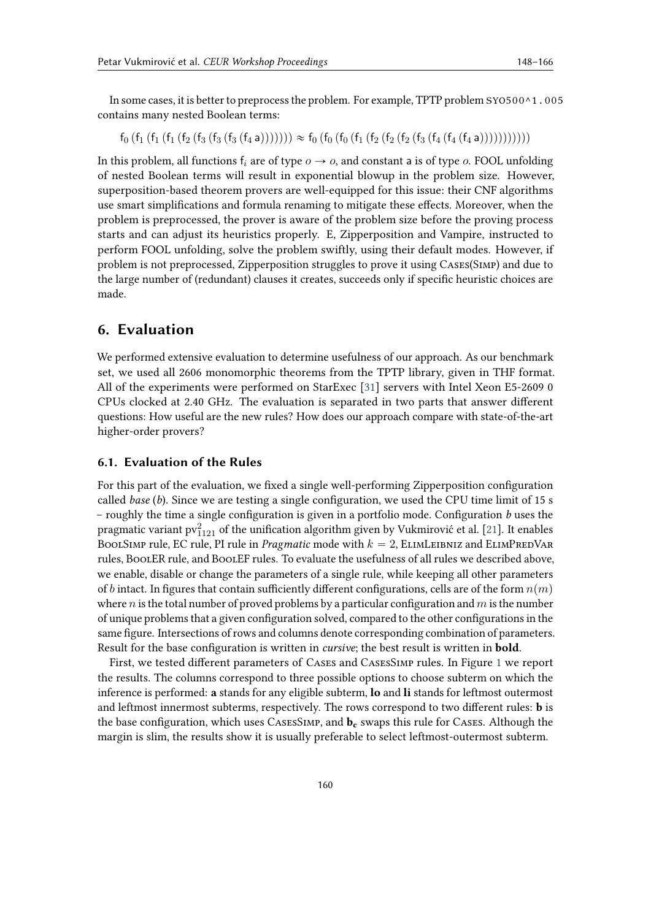In some cases, it is better to preprocess the problem. For example, TPTP problem SYO500^1.005 contains many nested Boolean terms:

$$\mathsf{f}_0\,(\mathsf{f}_1\,(\mathsf{f}_1\,(\mathsf{f}_1\,(\mathsf{f}_2\,(\mathsf{f}_3\,(\mathsf{f}_3\,(\mathsf{f}_3\,(\mathsf{f}_4\,\mathsf{a}))))))) \approx \mathsf{f}_0\,(\mathsf{f}_0\,(\mathsf{f}_0\,(\mathsf{f}_1\,(\mathsf{f}_2\,(\mathsf{f}_2\,(\mathsf{f}_2\,(\mathsf{f}_3\,(\mathsf{f}_4\,(\mathsf{f}_4\,(\mathsf{f}_4\,\mathsf{a})))))))))))$$

In this problem, all functions $\mathsf{f}_i$ are of type $o \rightarrow o$, and constant $\mathsf{a}$ is of type $o$. FOOL unfolding of nested Boolean terms will result in exponential blowup in the problem size. However, superposition-based theorem provers are well-equipped for this issue: their CNF algorithms use smart simplifications and formula renaming to mitigate these effects. Moreover, when the problem is preprocessed, the prover is aware of the problem size before the proving process starts and can adjust its heuristics properly. E, Zipperposition and Vampire, instructed to perform FOOL unfolding, solve the problem swiftly, using their default modes. However, if problem is not preprocessed, Zipperposition struggles to prove it using CASES(SIMP) and due to the large number of (redundant) clauses it creates, succeeds only if specific heuristic choices are made.

## 6. Evaluation

We performed extensive evaluation to determine usefulness of our approach. As our benchmark set, we used all 2606 monomorphic theorems from the TPTP library, given in THF format. All of the experiments were performed on StarExec [31] servers with Intel Xeon E5-2609 0 CPUs clocked at 2.40 GHz. The evaluation is separated in two parts that answer different questions: How useful are the new rules? How does our approach compare with state-of-the-art higher-order provers?

### 6.1. Evaluation of the Rules

For this part of the evaluation, we fixed a single well-performing Zipperposition configuration called *base* (*b*). Since we are testing a single configuration, we used the CPU time limit of 15 s – roughly the time a single configuration is given in a portfolio mode. Configuration *b* uses the pragmatic variant $\mathrm{pv}^2_{1121}$ of the unification algorithm given by Vukmirović et al. [21]. It enables BOOLSIMP rule, EC rule, PI rule in *Pragmatic* mode with $k = 2$, ELIMLEIBNIZ and ELIMPREDVAR rules, BOOLER rule, and BOOLEF rules. To evaluate the usefulness of all rules we described above, we enable, disable or change the parameters of a single rule, while keeping all other parameters of *b* intact. In figures that contain sufficiently different configurations, cells are of the form $n(m)$ where $n$ is the total number of proved problems by a particular configuration and $m$ is the number of unique problems that a given configuration solved, compared to the other configurations in the same figure. Intersections of rows and columns denote corresponding combination of parameters. Result for the base configuration is written in *cursive*; the best result is written in **bold**.

First, we tested different parameters of CASES and CASESSIMP rules. In Figure 1 we report the results. The columns correspond to three possible options to choose subterm on which the inference is performed: **a** stands for any eligible subterm, **lo** and **li** stands for leftmost outermost and leftmost innermost subterms, respectively. The rows correspond to two different rules: **b** is the base configuration, which uses CASESSIMP, and $\mathbf{b_c}$ swaps this rule for CASES. Although the margin is slim, the results show it is usually preferable to select leftmost-outermost subterm.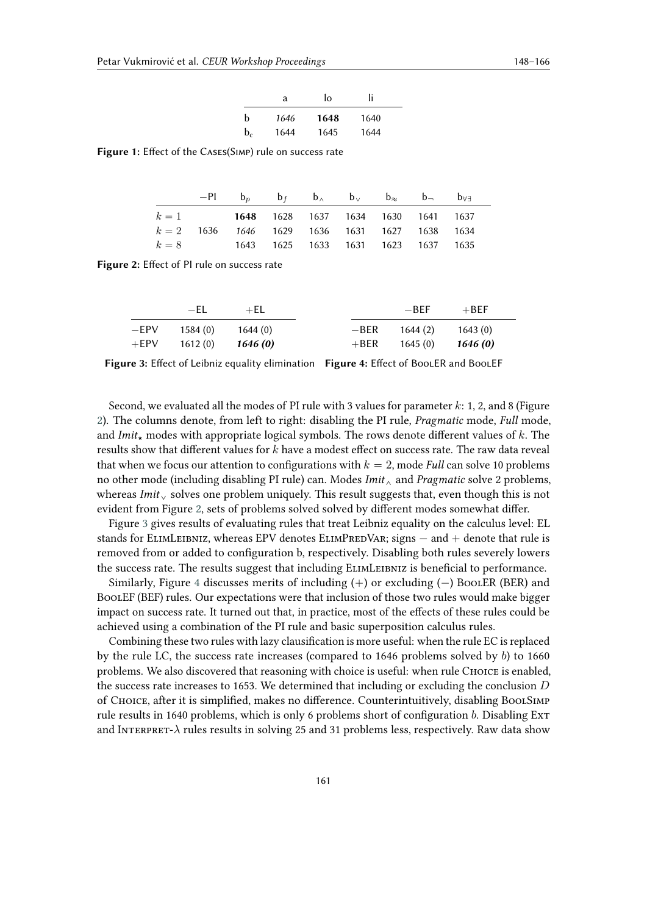| | a | lo | li |
|---|---|---|---|
| b | *1646* | **1648** | 1640 |
| $b_c$ | 1644 | 1645 | 1644 |

**Figure 1:** Effect of the Cases(Simp) rule on success rate

| | −PI | $b_p$ | $b_f$ | $b_\wedge$ | $b_\vee$ | $b_\approx$ | $b_\neg$ | $b_{\forall\exists}$ |
|---|---|---|---|---|---|---|---|---|
| $k = 1$ | | **1648** | 1628 | 1637 | 1634 | 1630 | 1641 | 1637 |
| $k = 2$ | 1636 | *1646* | 1629 | 1636 | 1631 | 1627 | 1638 | 1634 |
| $k = 8$ | | 1643 | 1625 | 1633 | 1631 | 1623 | 1637 | 1635 |

**Figure 2:** Effect of PI rule on success rate

| | −EL | +EL |
|---|---|---|
| −EPV | 1584 (0) | 1644 (0) |
| +EPV | 1612 (0) | ***1646 (0)*** |

**Figure 3:** Effect of Leibniz equality elimination

| | −BEF | +BEF |
|---|---|---|
| −BER | 1644 (2) | 1643 (0) |
| +BER | 1645 (0) | ***1646 (0)*** |

**Figure 4:** Effect of BoolER and BoolEF

Second, we evaluated all the modes of PI rule with 3 values for parameter $k$: 1, 2, and 8 (Figure 2). The columns denote, from left to right: disabling the PI rule, *Pragmatic* mode, *Full* mode, and *Imit*$_\star$ modes with appropriate logical symbols. The rows denote different values of $k$. The results show that different values for $k$ have a modest effect on success rate. The raw data reveal that when we focus our attention to configurations with $k = 2$, mode *Full* can solve 10 problems no other mode (including disabling PI rule) can. Modes *Imit*$_\wedge$ and *Pragmatic* solve 2 problems, whereas *Imit*$_\vee$ solves one problem uniquely. This result suggests that, even though this is not evident from Figure 2, sets of problems solved solved by different modes somewhat differ.

Figure 3 gives results of evaluating rules that treat Leibniz equality on the calculus level: EL stands for ElimLeibniz, whereas EPV denotes ElimPredVar; signs − and + denote that rule is removed from or added to configuration b, respectively. Disabling both rules severely lowers the success rate. The results suggest that including ElimLeibniz is beneficial to performance.

Similarly, Figure 4 discusses merits of including (+) or excluding (−) BoolER (BER) and BoolEF (BEF) rules. Our expectations were that inclusion of those two rules would make bigger impact on success rate. It turned out that, in practice, most of the effects of these rules could be achieved using a combination of the PI rule and basic superposition calculus rules.

Combining these two rules with lazy clausification is more useful: when the rule EC is replaced by the rule LC, the success rate increases (compared to 1646 problems solved by $b$) to 1660 problems. We also discovered that reasoning with choice is useful: when rule Choice is enabled, the success rate increases to 1653. We determined that including or excluding the conclusion $D$ of Choice, after it is simplified, makes no difference. Counterintuitively, disabling BoolSimp rule results in 1640 problems, which is only 6 problems short of configuration $b$. Disabling Ext and Interpret-$\lambda$ rules results in solving 25 and 31 problems less, respectively. Raw data show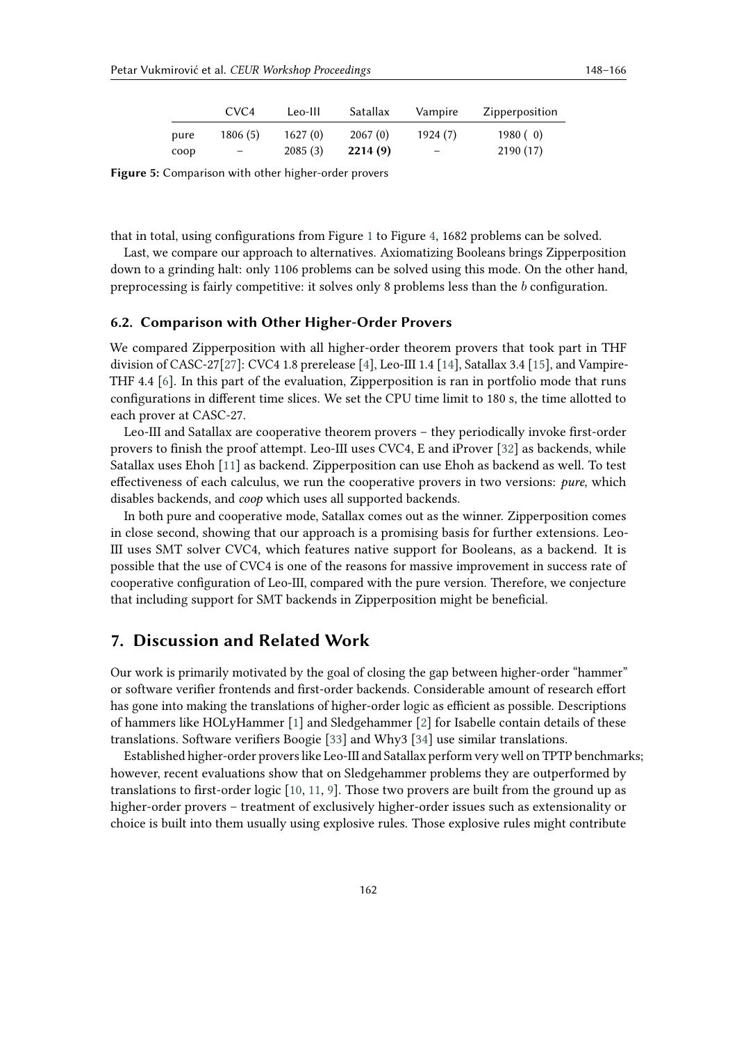|  | CVC4 | Leo-III | Satallax | Vampire | Zipperposition |
|---|---|---|---|---|---|
| pure | 1806 (5) | 1627 (0) | 2067 (0) | 1924 (7) | 1980 ( 0) |
| coop | – | 2085 (3) | **2214 (9)** | – | 2190 (17) |

**Figure 5:** Comparison with other higher-order provers

that in total, using configurations from Figure 1 to Figure 4, 1682 problems can be solved.

Last, we compare our approach to alternatives. Axiomatizing Booleans brings Zipperposition down to a grinding halt: only 1106 problems can be solved using this mode. On the other hand, preprocessing is fairly competitive: it solves only 8 problems less than the $b$ configuration.

### 6.2. Comparison with Other Higher-Order Provers

We compared Zipperposition with all higher-order theorem provers that took part in THF division of CASC-27[27]: CVC4 1.8 prerelease [4], Leo-III 1.4 [14], Satallax 3.4 [15], and Vampire-THF 4.4 [6]. In this part of the evaluation, Zipperposition is ran in portfolio mode that runs configurations in different time slices. We set the CPU time limit to 180 s, the time allotted to each prover at CASC-27.

Leo-III and Satallax are cooperative theorem provers – they periodically invoke first-order provers to finish the proof attempt. Leo-III uses CVC4, E and iProver [32] as backends, while Satallax uses Ehoh [11] as backend. Zipperposition can use Ehoh as backend as well. To test effectiveness of each calculus, we run the cooperative provers in two versions: *pure*, which disables backends, and *coop* which uses all supported backends.

In both pure and cooperative mode, Satallax comes out as the winner. Zipperposition comes in close second, showing that our approach is a promising basis for further extensions. Leo-III uses SMT solver CVC4, which features native support for Booleans, as a backend. It is possible that the use of CVC4 is one of the reasons for massive improvement in success rate of cooperative configuration of Leo-III, compared with the pure version. Therefore, we conjecture that including support for SMT backends in Zipperposition might be beneficial.

## 7. Discussion and Related Work

Our work is primarily motivated by the goal of closing the gap between higher-order "hammer" or software verifier frontends and first-order backends. Considerable amount of research effort has gone into making the translations of higher-order logic as efficient as possible. Descriptions of hammers like HOLyHammer [1] and Sledgehammer [2] for Isabelle contain details of these translations. Software verifiers Boogie [33] and Why3 [34] use similar translations.

Established higher-order provers like Leo-III and Satallax perform very well on TPTP benchmarks; however, recent evaluations show that on Sledgehammer problems they are outperformed by translations to first-order logic [10, 11, 9]. Those two provers are built from the ground up as higher-order provers – treatment of exclusively higher-order issues such as extensionality or choice is built into them usually using explosive rules. Those explosive rules might contribute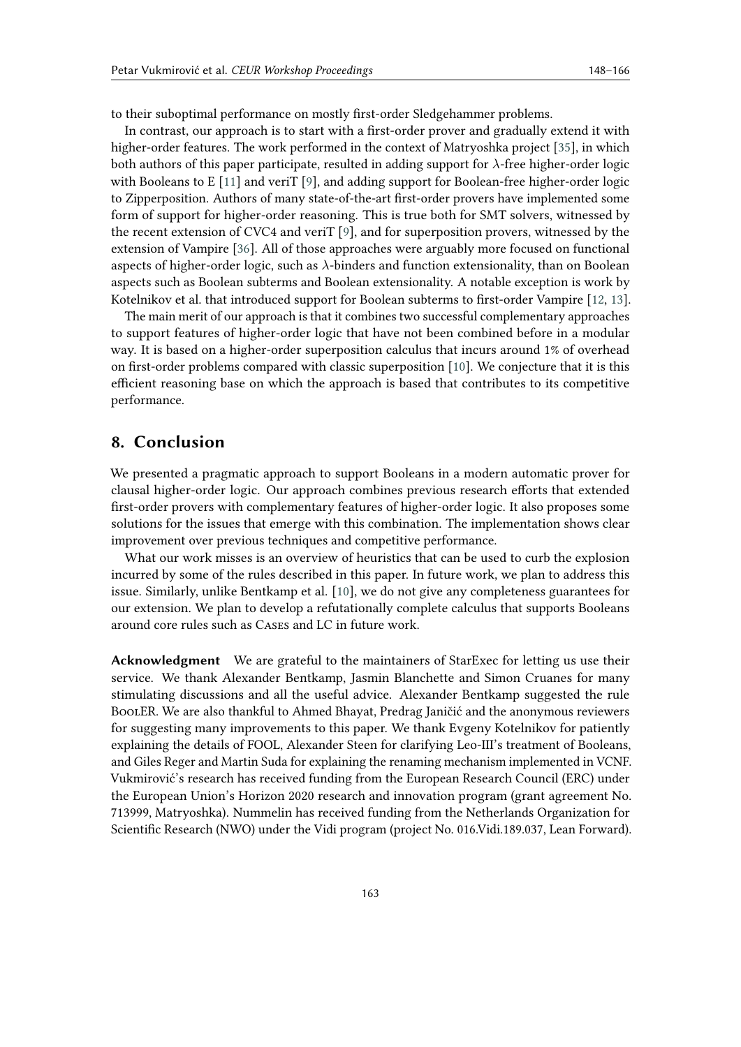to their suboptimal performance on mostly first-order Sledgehammer problems.

In contrast, our approach is to start with a first-order prover and gradually extend it with higher-order features. The work performed in the context of Matryoshka project [35], in which both authors of this paper participate, resulted in adding support for $\lambda$-free higher-order logic with Booleans to E [11] and veriT [9], and adding support for Boolean-free higher-order logic to Zipperposition. Authors of many state-of-the-art first-order provers have implemented some form of support for higher-order reasoning. This is true both for SMT solvers, witnessed by the recent extension of CVC4 and veriT [9], and for superposition provers, witnessed by the extension of Vampire [36]. All of those approaches were arguably more focused on functional aspects of higher-order logic, such as $\lambda$-binders and function extensionality, than on Boolean aspects such as Boolean subterms and Boolean extensionality. A notable exception is work by Kotelnikov et al. that introduced support for Boolean subterms to first-order Vampire [12, 13].

The main merit of our approach is that it combines two successful complementary approaches to support features of higher-order logic that have not been combined before in a modular way. It is based on a higher-order superposition calculus that incurs around 1% of overhead on first-order problems compared with classic superposition [10]. We conjecture that it is this efficient reasoning base on which the approach is based that contributes to its competitive performance.

## 8. Conclusion

We presented a pragmatic approach to support Booleans in a modern automatic prover for clausal higher-order logic. Our approach combines previous research efforts that extended first-order provers with complementary features of higher-order logic. It also proposes some solutions for the issues that emerge with this combination. The implementation shows clear improvement over previous techniques and competitive performance.

What our work misses is an overview of heuristics that can be used to curb the explosion incurred by some of the rules described in this paper. In future work, we plan to address this issue. Similarly, unlike Bentkamp et al. [10], we do not give any completeness guarantees for our extension. We plan to develop a refutationally complete calculus that supports Booleans around core rules such as Cases and LC in future work.

**Acknowledgment** We are grateful to the maintainers of StarExec for letting us use their service. We thank Alexander Bentkamp, Jasmin Blanchette and Simon Cruanes for many stimulating discussions and all the useful advice. Alexander Bentkamp suggested the rule BoolER. We are also thankful to Ahmed Bhayat, Predrag Janičić and the anonymous reviewers for suggesting many improvements to this paper. We thank Evgeny Kotelnikov for patiently explaining the details of FOOL, Alexander Steen for clarifying Leo-III's treatment of Booleans, and Giles Reger and Martin Suda for explaining the renaming mechanism implemented in VCNF. Vukmirović's research has received funding from the European Research Council (ERC) under the European Union's Horizon 2020 research and innovation program (grant agreement No. 713999, Matryoshka). Nummelin has received funding from the Netherlands Organization for Scientific Research (NWO) under the Vidi program (project No. 016.Vidi.189.037, Lean Forward).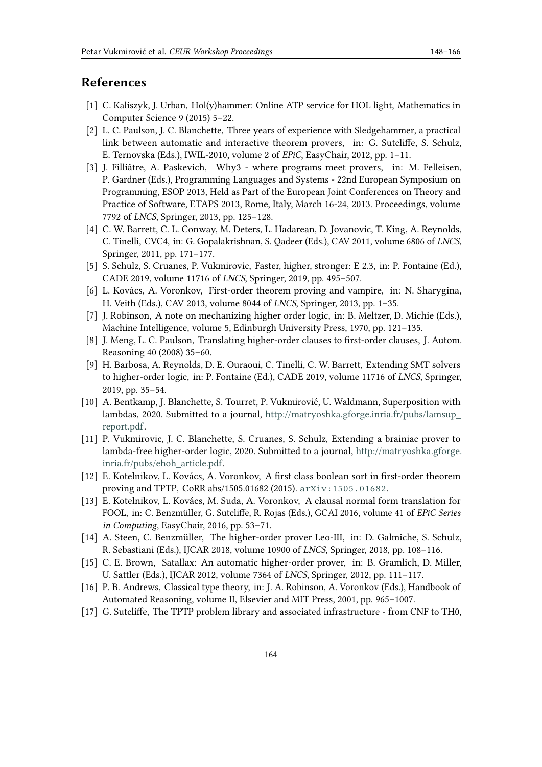## References

[1] C. Kaliszyk, J. Urban, Hol(y)hammer: Online ATP service for HOL light, Mathematics in Computer Science 9 (2015) 5–22.

[2] L. C. Paulson, J. C. Blanchette, Three years of experience with Sledgehammer, a practical link between automatic and interactive theorem provers, in: G. Sutcliffe, S. Schulz, E. Ternovska (Eds.), IWIL-2010, volume 2 of *EPiC*, EasyChair, 2012, pp. 1–11.

[3] J. Filliâtre, A. Paskevich, Why3 - where programs meet provers, in: M. Felleisen, P. Gardner (Eds.), Programming Languages and Systems - 22nd European Symposium on Programming, ESOP 2013, Held as Part of the European Joint Conferences on Theory and Practice of Software, ETAPS 2013, Rome, Italy, March 16-24, 2013. Proceedings, volume 7792 of *LNCS*, Springer, 2013, pp. 125–128.

[4] C. W. Barrett, C. L. Conway, M. Deters, L. Hadarean, D. Jovanovic, T. King, A. Reynolds, C. Tinelli, CVC4, in: G. Gopalakrishnan, S. Qadeer (Eds.), CAV 2011, volume 6806 of *LNCS*, Springer, 2011, pp. 171–177.

[5] S. Schulz, S. Cruanes, P. Vukmirovic, Faster, higher, stronger: E 2.3, in: P. Fontaine (Ed.), CADE 2019, volume 11716 of *LNCS*, Springer, 2019, pp. 495–507.

[6] L. Kovács, A. Voronkov, First-order theorem proving and vampire, in: N. Sharygina, H. Veith (Eds.), CAV 2013, volume 8044 of *LNCS*, Springer, 2013, pp. 1–35.

[7] J. Robinson, A note on mechanizing higher order logic, in: B. Meltzer, D. Michie (Eds.), Machine Intelligence, volume 5, Edinburgh University Press, 1970, pp. 121–135.

[8] J. Meng, L. C. Paulson, Translating higher-order clauses to first-order clauses, J. Autom. Reasoning 40 (2008) 35–60.

[9] H. Barbosa, A. Reynolds, D. E. Ouraoui, C. Tinelli, C. W. Barrett, Extending SMT solvers to higher-order logic, in: P. Fontaine (Ed.), CADE 2019, volume 11716 of *LNCS*, Springer, 2019, pp. 35–54.

[10] A. Bentkamp, J. Blanchette, S. Tourret, P. Vukmirović, U. Waldmann, Superposition with lambdas, 2020. Submitted to a journal, http://matryoshka.gforge.inria.fr/pubs/lamsup_report.pdf.

[11] P. Vukmirovic, J. C. Blanchette, S. Cruanes, S. Schulz, Extending a brainiac prover to lambda-free higher-order logic, 2020. Submitted to a journal, http://matryoshka.gforge.inria.fr/pubs/ehoh_article.pdf.

[12] E. Kotelnikov, L. Kovács, A. Voronkov, A first class boolean sort in first-order theorem proving and TPTP, CoRR abs/1505.01682 (2015). arXiv:1505.01682.

[13] E. Kotelnikov, L. Kovács, M. Suda, A. Voronkov, A clausal normal form translation for FOOL, in: C. Benzmüller, G. Sutcliffe, R. Rojas (Eds.), GCAI 2016, volume 41 of *EPiC Series in Computing*, EasyChair, 2016, pp. 53–71.

[14] A. Steen, C. Benzmüller, The higher-order prover Leo-III, in: D. Galmiche, S. Schulz, R. Sebastiani (Eds.), IJCAR 2018, volume 10900 of *LNCS*, Springer, 2018, pp. 108–116.

[15] C. E. Brown, Satallax: An automatic higher-order prover, in: B. Gramlich, D. Miller, U. Sattler (Eds.), IJCAR 2012, volume 7364 of *LNCS*, Springer, 2012, pp. 111–117.

[16] P. B. Andrews, Classical type theory, in: J. A. Robinson, A. Voronkov (Eds.), Handbook of Automated Reasoning, volume II, Elsevier and MIT Press, 2001, pp. 965–1007.

[17] G. Sutcliffe, The TPTP problem library and associated infrastructure - from CNF to TH0,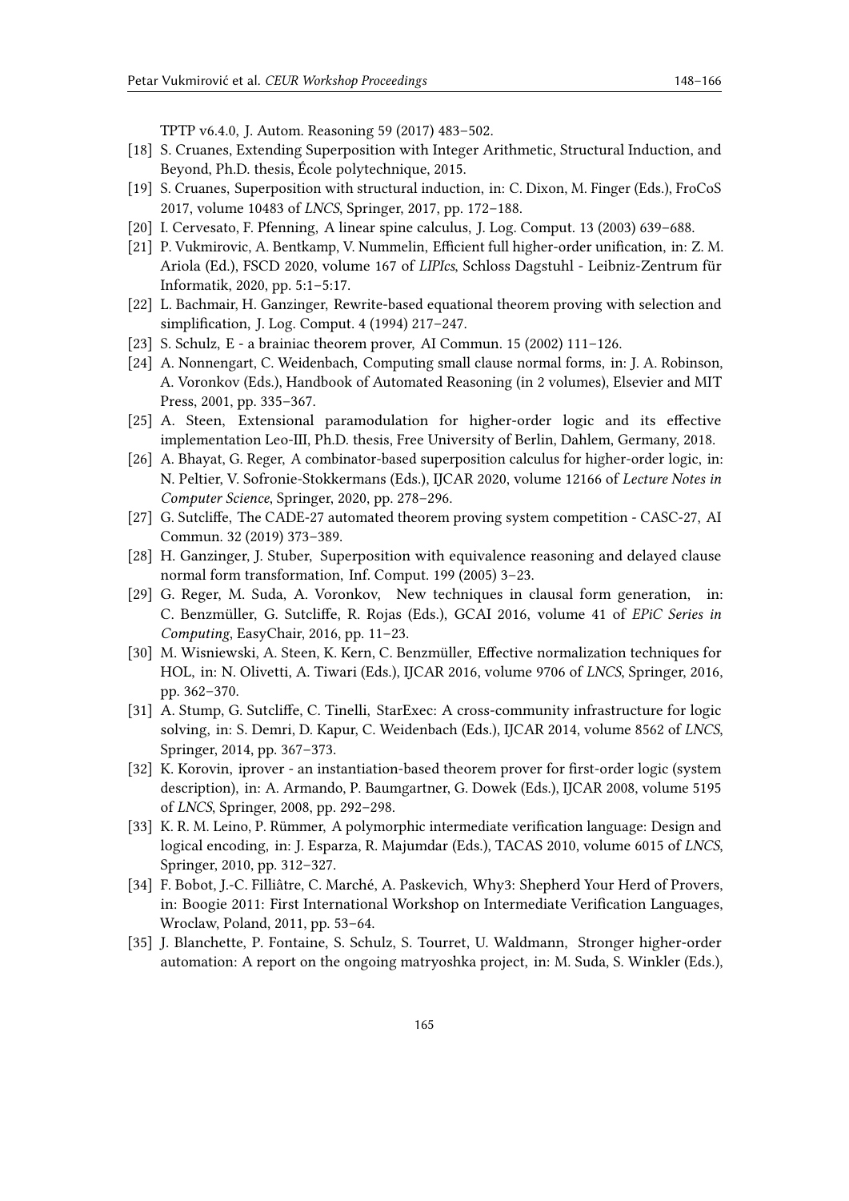TPTP v6.4.0, J. Autom. Reasoning 59 (2017) 483–502.

[18] S. Cruanes, Extending Superposition with Integer Arithmetic, Structural Induction, and Beyond, Ph.D. thesis, École polytechnique, 2015.

[19] S. Cruanes, Superposition with structural induction, in: C. Dixon, M. Finger (Eds.), FroCoS 2017, volume 10483 of *LNCS*, Springer, 2017, pp. 172–188.

[20] I. Cervesato, F. Pfenning, A linear spine calculus, J. Log. Comput. 13 (2003) 639–688.

[21] P. Vukmirovic, A. Bentkamp, V. Nummelin, Efficient full higher-order unification, in: Z. M. Ariola (Ed.), FSCD 2020, volume 167 of *LIPIcs*, Schloss Dagstuhl - Leibniz-Zentrum für Informatik, 2020, pp. 5:1–5:17.

[22] L. Bachmair, H. Ganzinger, Rewrite-based equational theorem proving with selection and simplification, J. Log. Comput. 4 (1994) 217–247.

[23] S. Schulz, E - a brainiac theorem prover, AI Commun. 15 (2002) 111–126.

[24] A. Nonnengart, C. Weidenbach, Computing small clause normal forms, in: J. A. Robinson, A. Voronkov (Eds.), Handbook of Automated Reasoning (in 2 volumes), Elsevier and MIT Press, 2001, pp. 335–367.

[25] A. Steen, Extensional paramodulation for higher-order logic and its effective implementation Leo-III, Ph.D. thesis, Free University of Berlin, Dahlem, Germany, 2018.

[26] A. Bhayat, G. Reger, A combinator-based superposition calculus for higher-order logic, in: N. Peltier, V. Sofronie-Stokkermans (Eds.), IJCAR 2020, volume 12166 of *Lecture Notes in Computer Science*, Springer, 2020, pp. 278–296.

[27] G. Sutcliffe, The CADE-27 automated theorem proving system competition - CASC-27, AI Commun. 32 (2019) 373–389.

[28] H. Ganzinger, J. Stuber, Superposition with equivalence reasoning and delayed clause normal form transformation, Inf. Comput. 199 (2005) 3–23.

[29] G. Reger, M. Suda, A. Voronkov, New techniques in clausal form generation, in: C. Benzmüller, G. Sutcliffe, R. Rojas (Eds.), GCAI 2016, volume 41 of *EPiC Series in Computing*, EasyChair, 2016, pp. 11–23.

[30] M. Wisniewski, A. Steen, K. Kern, C. Benzmüller, Effective normalization techniques for HOL, in: N. Olivetti, A. Tiwari (Eds.), IJCAR 2016, volume 9706 of *LNCS*, Springer, 2016, pp. 362–370.

[31] A. Stump, G. Sutcliffe, C. Tinelli, StarExec: A cross-community infrastructure for logic solving, in: S. Demri, D. Kapur, C. Weidenbach (Eds.), IJCAR 2014, volume 8562 of *LNCS*, Springer, 2014, pp. 367–373.

[32] K. Korovin, iprover - an instantiation-based theorem prover for first-order logic (system description), in: A. Armando, P. Baumgartner, G. Dowek (Eds.), IJCAR 2008, volume 5195 of *LNCS*, Springer, 2008, pp. 292–298.

[33] K. R. M. Leino, P. Rümmer, A polymorphic intermediate verification language: Design and logical encoding, in: J. Esparza, R. Majumdar (Eds.), TACAS 2010, volume 6015 of *LNCS*, Springer, 2010, pp. 312–327.

[34] F. Bobot, J.-C. Filliâtre, C. Marché, A. Paskevich, Why3: Shepherd Your Herd of Provers, in: Boogie 2011: First International Workshop on Intermediate Verification Languages, Wroclaw, Poland, 2011, pp. 53–64.

[35] J. Blanchette, P. Fontaine, S. Schulz, S. Tourret, U. Waldmann, Stronger higher-order automation: A report on the ongoing matryoshka project, in: M. Suda, S. Winkler (Eds.),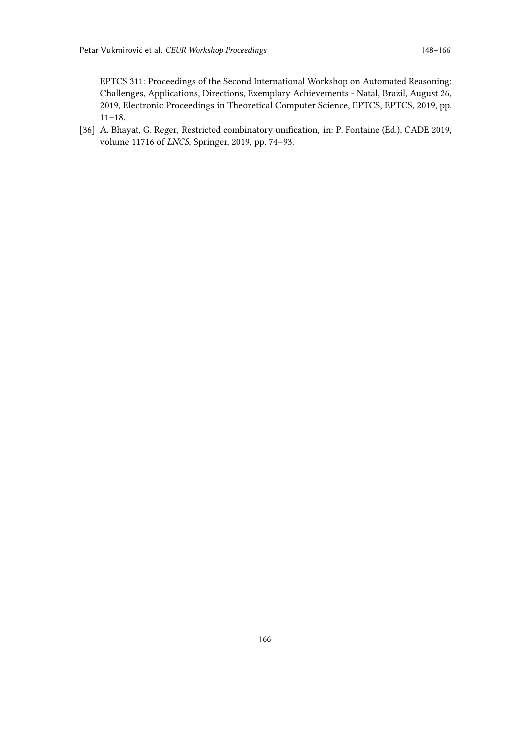EPTCS 311: Proceedings of the Second International Workshop on Automated Reasoning: Challenges, Applications, Directions, Exemplary Achievements - Natal, Brazil, August 26, 2019, Electronic Proceedings in Theoretical Computer Science, EPTCS, EPTCS, 2019, pp. 11–18.

[36] A. Bhayat, G. Reger, Restricted combinatory unification, in: P. Fontaine (Ed.), CADE 2019, volume 11716 of *LNCS*, Springer, 2019, pp. 74–93.